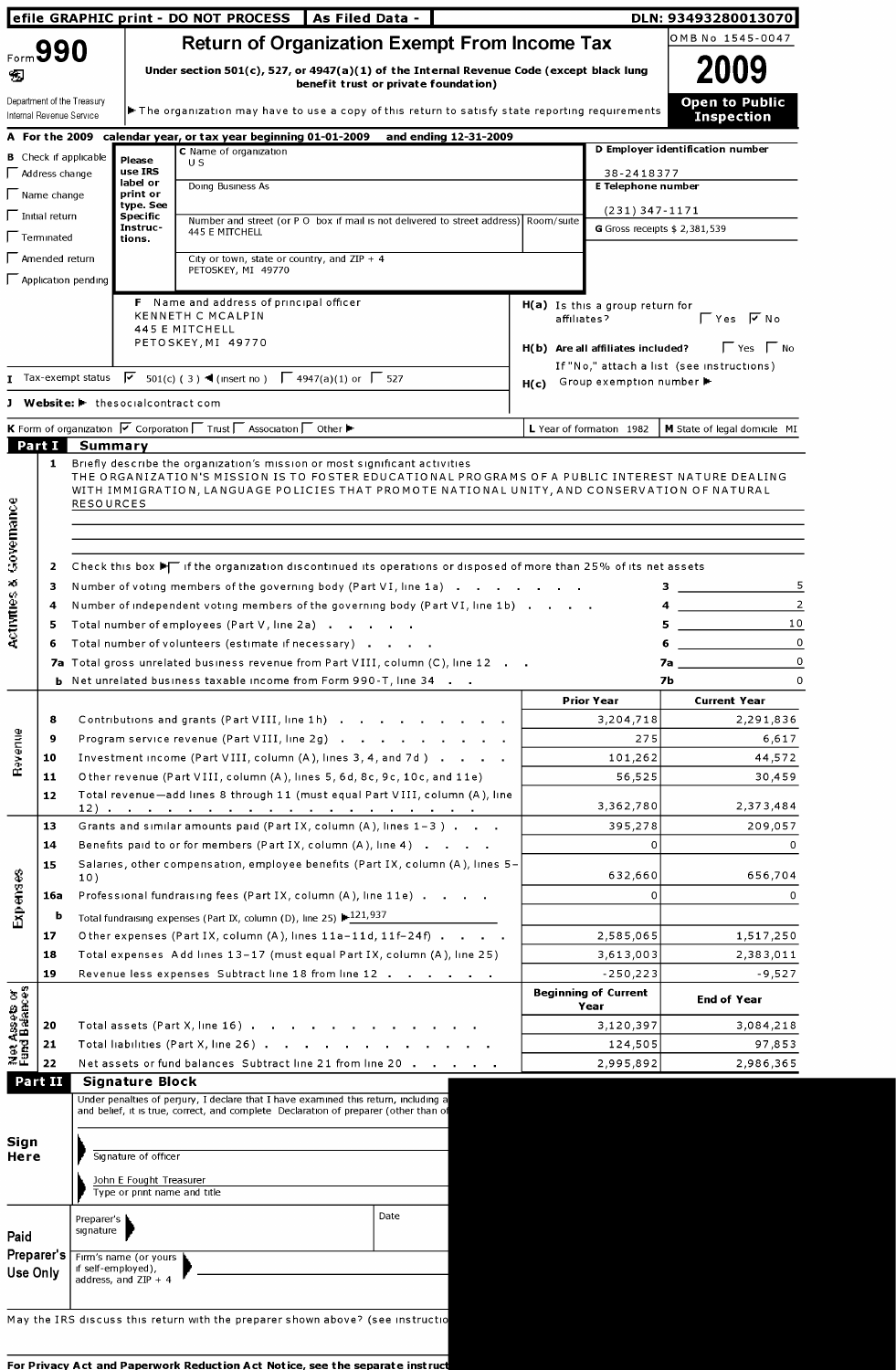efile GRAPHIC print - DO NOT PROCESS | As Filed Data - | DLN: 93493280013070

# Form 990 Return of Organization Exempt From Income Tax

OMB No 1545-0047

**2009**

Under section 501(c), 527, or 4947(a)(1) of the Internal Revenue Code (except black lung benefit trust or private foundation)

Department of the Treasury
Internal Revenue Service

The organization may have to use a copy of this return to satisfy state reporting requirements

**Open to Public Inspection**

**A** For the 2009 calendar year, or tax year beginning 01-01-2009 and ending 12-31-2009

**B** Check if applicable
- ☐ Address change
- ☐ Name change
- ☐ Initial return
- ☐ Terminated
- ☐ Amended return
- ☐ Application pending

Please use IRS label or print or type. See Specific Instructions.

**C** Name of organization
U S

Doing Business As

Number and street (or P O box if mail is not delivered to street address) | Room/suite
445 E MITCHELL

City or town, state or country, and ZIP + 4
PETOSKEY, MI 49770

**D** Employer identification number
38-2418377

**E** Telephone number
(231) 347-1171

**G** Gross receipts $ 2,381,539

**F** Name and address of principal officer
KENNETH C MCALPIN
445 E MITCHELL
PETOSKEY, MI 49770

**H(a)** Is this a group return for affiliates? ☐ Yes ☑ No

**H(b)** Are all affiliates included? ☐ Yes ☐ No
If "No," attach a list (see instructions)

**H(c)** Group exemption number

**I** Tax-exempt status ☑ 501(c) ( 3 ) (insert no ) ☐ 4947(a)(1) or ☐ 527

**J** Website: thesocialcontract com

**K** Form of organization ☑ Corporation ☐ Trust ☐ Association ☐ Other

**L** Year of formation 1982

**M** State of legal domicile MI

## Part I Summary

**Activities & Governance**

1 Briefly describe the organization's mission or most significant activities
THE ORGANIZATION'S MISSION IS TO FOSTER EDUCATIONAL PROGRAMS OF A PUBLIC INTEREST NATURE DEALING WITH IMMIGRATION, LANGUAGE POLICIES THAT PROMOTE NATIONAL UNITY, AND CONSERVATION OF NATURAL RESOURCES

2 Check this box ☐ if the organization discontinued its operations or disposed of more than 25% of its net assets

| | | | |
|---|---|---|---|
| 3 | Number of voting members of the governing body (Part VI, line 1a) | 3 | 5 |
| 4 | Number of independent voting members of the governing body (Part VI, line 1b) | 4 | 2 |
| 5 | Total number of employees (Part V, line 2a) | 5 | 10 |
| 6 | Total number of volunteers (estimate if necessary) | 6 | 0 |
| 7a | Total gross unrelated business revenue from Part VIII, column (C), line 12 | 7a | 0 |
| b | Net unrelated business taxable income from Form 990-T, line 34 | 7b | 0 |

| | | | Prior Year | Current Year |
|---|---|---|---|---|
| **Revenue** | 8 | Contributions and grants (Part VIII, line 1h) | 3,204,718 | 2,291,836 |
| | 9 | Program service revenue (Part VIII, line 2g) | 275 | 6,617 |
| | 10 | Investment income (Part VIII, column (A), lines 3, 4, and 7d ) | 101,262 | 44,572 |
| | 11 | Other revenue (Part VIII, column (A), lines 5, 6d, 8c, 9c, 10c, and 11e) | 56,525 | 30,459 |
| | 12 | Total revenue—add lines 8 through 11 (must equal Part VIII, column (A), line 12) | 3,362,780 | 2,373,484 |
| **Expenses** | 13 | Grants and similar amounts paid (Part IX, column (A), lines 1–3 ) | 395,278 | 209,057 |
| | 14 | Benefits paid to or for members (Part IX, column (A), line 4) | 0 | 0 |
| | 15 | Salaries, other compensation, employee benefits (Part IX, column (A), lines 5–10) | 632,660 | 656,704 |
| | 16a | Professional fundraising fees (Part IX, column (A), line 11e) | 0 | 0 |
| | b | Total fundraising expenses (Part IX, column (D), line 25) 121,937 | | |
| | 17 | Other expenses (Part IX, column (A), lines 11a–11d, 11f–24f) | 2,585,065 | 1,517,250 |
| | 18 | Total expenses Add lines 13–17 (must equal Part IX, column (A), line 25) | 3,613,003 | 2,383,011 |
| | 19 | Revenue less expenses Subtract line 18 from line 12 | -250,223 | -9,527 |

| | | | Beginning of Current Year | End of Year |
|---|---|---|---|---|
| **Net Assets or Fund Balances** | 20 | Total assets (Part X, line 16) | 3,120,397 | 3,084,218 |
| | 21 | Total liabilities (Part X, line 26) | 124,505 | 97,853 |
| | 22 | Net assets or fund balances Subtract line 21 from line 20 | 2,995,892 | 2,986,365 |

## Part II Signature Block

Under penalties of perjury, I declare that I have examined this return, including a
and belief, it is true, correct, and complete Declaration of preparer (other than of

**Sign Here**

Signature of officer

John E Fought Treasurer
Type or print name and title

**Paid Preparer's Use Only**

Preparer's signature | Date

Firm's name (or yours if self-employed), address, and ZIP + 4

May the IRS discuss this return with the preparer shown above? (see instructio

For Privacy Act and Paperwork Reduction Act Notice, see the separate instruct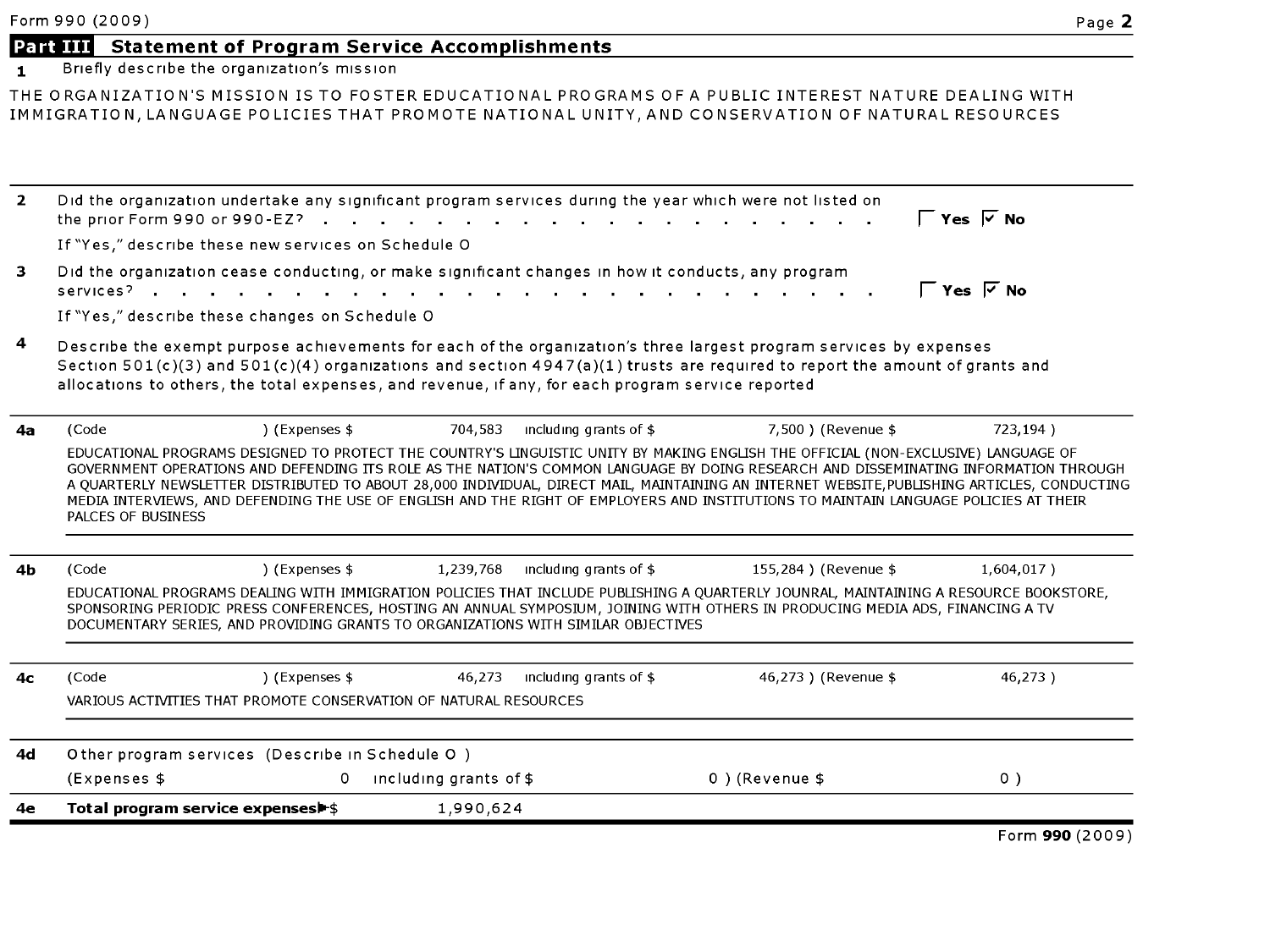## Part III Statement of Program Service Accomplishments

**1** Briefly describe the organization's mission

THE ORGANIZATION'S MISSION IS TO FOSTER EDUCATIONAL PROGRAMS OF A PUBLIC INTEREST NATURE DEALING WITH IMMIGRATION, LANGUAGE POLICIES THAT PROMOTE NATIONAL UNITY, AND CONSERVATION OF NATURAL RESOURCES

**2** Did the organization undertake any significant program services during the year which were not listed on the prior Form 990 or 990-EZ? . . . . . . . . . . . . . . . . . . . . ☐ **Yes** ☑ **No**

If "Yes," describe these new services on Schedule O

**3** Did the organization cease conducting, or make significant changes in how it conducts, any program services? . . . . . . . . . . . . . . . . . . . . ☐ **Yes** ☑ **No**

If "Yes," describe these changes on Schedule O

**4** Describe the exempt purpose achievements for each of the organization's three largest program services by expenses Section 501(c)(3) and 501(c)(4) organizations and section 4947(a)(1) trusts are required to report the amount of grants and allocations to others, the total expenses, and revenue, if any, for each program service reported

**4a** (Code ) (Expenses $ 704,583 including grants of $ 7,500 ) (Revenue $ 723,194 )

EDUCATIONAL PROGRAMS DESIGNED TO PROTECT THE COUNTRY'S LINGUISTIC UNITY BY MAKING ENGLISH THE OFFICIAL (NON-EXCLUSIVE) LANGUAGE OF GOVERNMENT OPERATIONS AND DEFENDING ITS ROLE AS THE NATION'S COMMON LANGUAGE BY DOING RESEARCH AND DISSEMINATING INFORMATION THROUGH A QUARTERLY NEWSLETTER DISTRIBUTED TO ABOUT 28,000 INDIVIDUAL, DIRECT MAIL, MAINTAINING AN INTERNET WEBSITE,PUBLISHING ARTICLES, CONDUCTING MEDIA INTERVIEWS, AND DEFENDING THE USE OF ENGLISH AND THE RIGHT OF EMPLOYERS AND INSTITUTIONS TO MAINTAIN LANGUAGE POLICIES AT THEIR PALCES OF BUSINESS

**4b** (Code ) (Expenses $ 1,239,768 including grants of $ 155,284 ) (Revenue $ 1,604,017 )

EDUCATIONAL PROGRAMS DEALING WITH IMMIGRATION POLICIES THAT INCLUDE PUBLISHING A QUARTERLY JOUNRAL, MAINTAINING A RESOURCE BOOKSTORE, SPONSORING PERIODIC PRESS CONFERENCES, HOSTING AN ANNUAL SYMPOSIUM, JOINING WITH OTHERS IN PRODUCING MEDIA ADS, FINANCING A TV DOCUMENTARY SERIES, AND PROVIDING GRANTS TO ORGANIZATIONS WITH SIMILAR OBJECTIVES

**4c** (Code ) (Expenses $ 46,273 including grants of $ 46,273 ) (Revenue $ 46,273 )

VARIOUS ACTIVITIES THAT PROMOTE CONSERVATION OF NATURAL RESOURCES

**4d** Other program services (Describe in Schedule O )

(Expenses $ 0 including grants of $ 0 ) (Revenue $ 0 )

**4e** **Total program service expenses**▶$ 1,990,624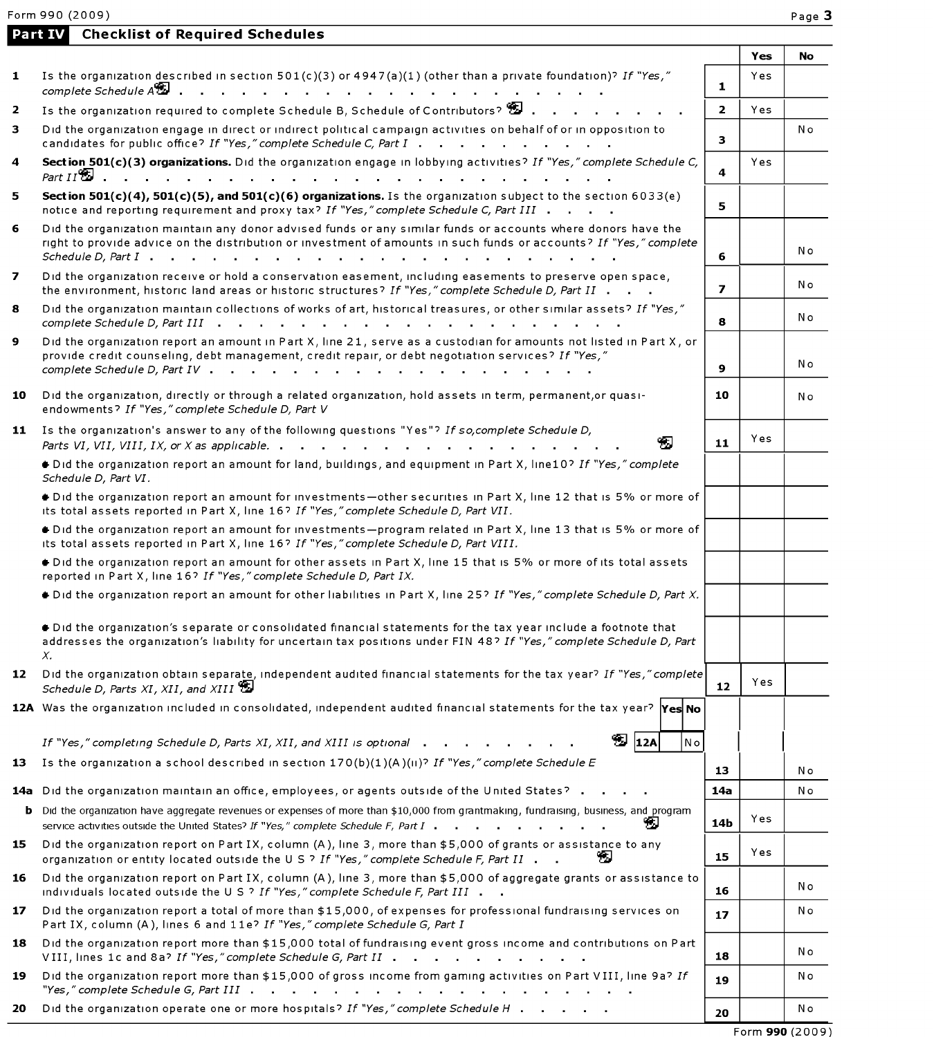Form 990 (2009)

## Part IV Checklist of Required Schedules

| | | | Yes | No |
|---|---|---|---|---|
| **1** | Is the organization described in section 501(c)(3) or 4947(a)(1) (other than a private foundation)? *If "Yes," complete Schedule A* | 1 | Yes | |
| **2** | Is the organization required to complete Schedule B, Schedule of Contributors? | 2 | Yes | |
| **3** | Did the organization engage in direct or indirect political campaign activities on behalf of or in opposition to candidates for public office? *If "Yes," complete Schedule C, Part I* | 3 | | No |
| **4** | **Section 501(c)(3) organizations.** Did the organization engage in lobbying activities? *If "Yes," complete Schedule C, Part II* | 4 | Yes | |
| **5** | **Section 501(c)(4), 501(c)(5), and 501(c)(6) organizations.** Is the organization subject to the section 6033(e) notice and reporting requirement and proxy tax? *If "Yes," complete Schedule C, Part III* | 5 | | |
| **6** | Did the organization maintain any donor advised funds or any similar funds or accounts where donors have the right to provide advice on the distribution or investment of amounts in such funds or accounts? *If "Yes," complete Schedule D, Part I* | 6 | | No |
| **7** | Did the organization receive or hold a conservation easement, including easements to preserve open space, the environment, historic land areas or historic structures? *If "Yes," complete Schedule D, Part II* | 7 | | No |
| **8** | Did the organization maintain collections of works of art, historical treasures, or other similar assets? *If "Yes," complete Schedule D, Part III* | 8 | | No |
| **9** | Did the organization report an amount in Part X, line 21, serve as a custodian for amounts not listed in Part X, or provide credit counseling, debt management, credit repair, or debt negotiation services? *If "Yes," complete Schedule D, Part IV* | 9 | | No |
| **10** | Did the organization, directly or through a related organization, hold assets in term, permanent,or quasi-endowments? *If "Yes," complete Schedule D, Part V* | 10 | | No |
| **11** | Is the organization's answer to any of the following questions "Yes"? *If so,complete Schedule D, Parts VI, VII, VIII, IX, or X as applicable.* | 11 | Yes | |
| | • Did the organization report an amount for land, buildings, and equipment in Part X, line10? *If "Yes," complete Schedule D, Part VI.* | | | |
| | • Did the organization report an amount for investments—other securities in Part X, line 12 that is 5% or more of its total assets reported in Part X, line 16? *If "Yes," complete Schedule D, Part VII.* | | | |
| | • Did the organization report an amount for investments—program related in Part X, line 13 that is 5% or more of its total assets reported in Part X, line 16? *If "Yes," complete Schedule D, Part VIII.* | | | |
| | • Did the organization report an amount for other assets in Part X, line 15 that is 5% or more of its total assets reported in Part X, line 16? *If "Yes," complete Schedule D, Part IX.* | | | |
| | • Did the organization report an amount for other liabilities in Part X, line 25? *If "Yes," complete Schedule D, Part X.* | | | |
| | • Did the organization's separate or consolidated financial statements for the tax year include a footnote that addresses the organization's liability for uncertain tax positions under FIN 48? *If "Yes," complete Schedule D, Part X.* | | | |
| **12** | Did the organization obtain separate, independent audited financial statements for the tax year? *If "Yes," complete Schedule D, Parts XI, XII, and XIII* | 12 | Yes | |
| **12A** | Was the organization included in consolidated, independent audited financial statements for the tax year? *If "Yes," completing Schedule D, Parts XI, XII, and XIII is optional* — 12A: No | | | |
| **13** | Is the organization a school described in section 170(b)(1)(A)(ii)? *If "Yes," complete Schedule E* | 13 | | No |
| **14a** | Did the organization maintain an office, employees, or agents outside of the United States? | 14a | | No |
| **b** | Did the organization have aggregate revenues or expenses of more than $10,000 from grantmaking, fundraising, business, and program service activities outside the United States? *If "Yes," complete Schedule F, Part I* | 14b | Yes | |
| **15** | Did the organization report on Part IX, column (A), line 3, more than $5,000 of grants or assistance to any organization or entity located outside the U S ? *If "Yes," complete Schedule F, Part II* | 15 | Yes | |
| **16** | Did the organization report on Part IX, column (A), line 3, more than $5,000 of aggregate grants or assistance to individuals located outside the U S ? *If "Yes," complete Schedule F, Part III* | 16 | | No |
| **17** | Did the organization report a total of more than $15,000, of expenses for professional fundraising services on Part IX, column (A), lines 6 and 11e? *If "Yes," complete Schedule G, Part I* | 17 | | No |
| **18** | Did the organization report more than $15,000 total of fundraising event gross income and contributions on Part VIII, lines 1c and 8a? *If "Yes," complete Schedule G, Part II* | 18 | | No |
| **19** | Did the organization report more than $15,000 of gross income from gaming activities on Part VIII, line 9a? *If "Yes," complete Schedule G, Part III* | 19 | | No |
| **20** | Did the organization operate one or more hospitals? *If "Yes," complete Schedule H* | 20 | | No |

Form **990** (2009)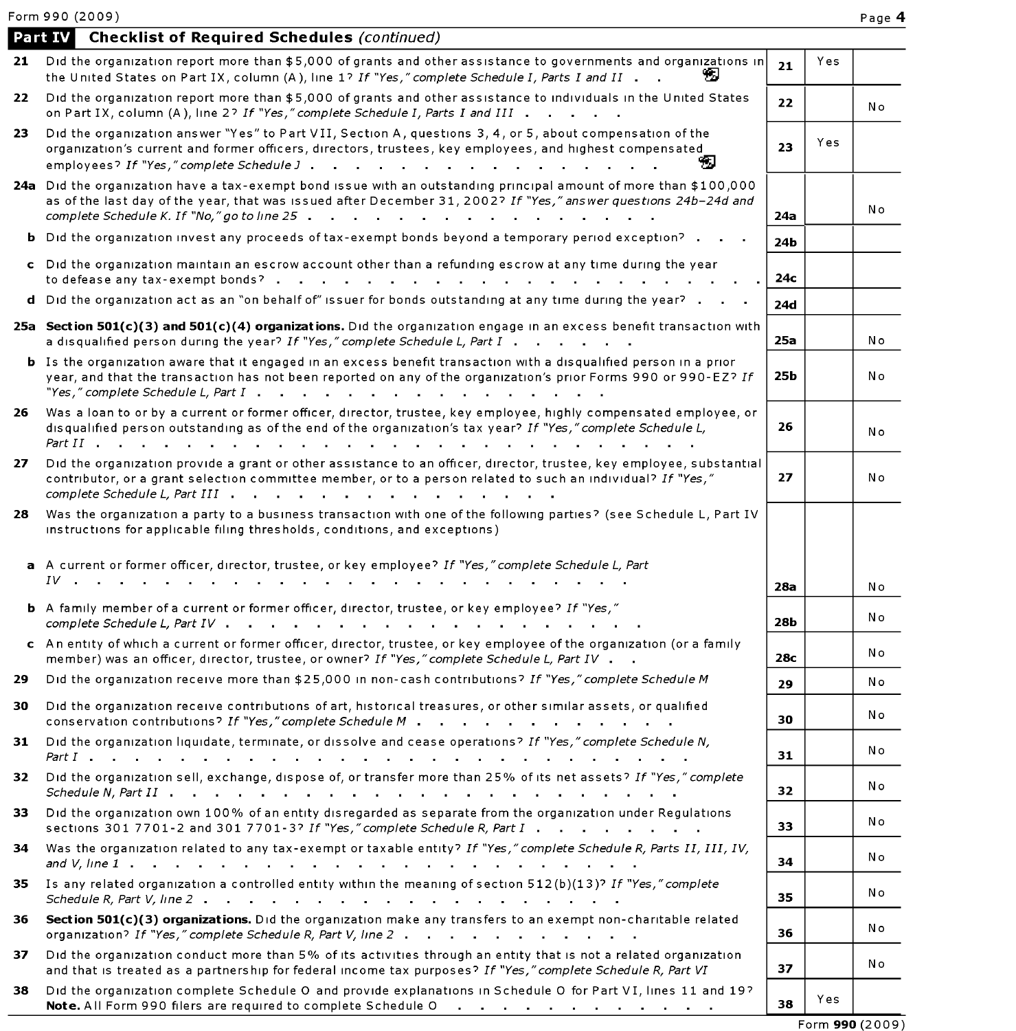## Part IV Checklist of Required Schedules *(continued)*

| | | | Yes | No |
|---|---|---|---|---|
| 21 | Did the organization report more than $5,000 of grants and other assistance to governments and organizations in the United States on Part IX, column (A), line 1? *If "Yes," complete Schedule I, Parts I and II* | 21 | Yes | |
| 22 | Did the organization report more than $5,000 of grants and other assistance to individuals in the United States on Part IX, column (A), line 2? *If "Yes," complete Schedule I, Parts I and III* | 22 | | No |
| 23 | Did the organization answer "Yes" to Part VII, Section A, questions 3, 4, or 5, about compensation of the organization's current and former officers, directors, trustees, key employees, and highest compensated employees? *If "Yes," complete Schedule J* | 23 | Yes | |
| 24a | Did the organization have a tax-exempt bond issue with an outstanding principal amount of more than $100,000 as of the last day of the year, that was issued after December 31, 2002? *If "Yes," answer questions 24b-24d and complete Schedule K. If "No," go to line 25* | 24a | | No |
| b | Did the organization invest any proceeds of tax-exempt bonds beyond a temporary period exception? | 24b | | |
| c | Did the organization maintain an escrow account other than a refunding escrow at any time during the year to defease any tax-exempt bonds? | 24c | | |
| d | Did the organization act as an "on behalf of" issuer for bonds outstanding at any time during the year? | 24d | | |
| 25a | **Section 501(c)(3) and 501(c)(4) organizations.** Did the organization engage in an excess benefit transaction with a disqualified person during the year? *If "Yes," complete Schedule L, Part I* | 25a | | No |
| b | Is the organization aware that it engaged in an excess benefit transaction with a disqualified person in a prior year, and that the transaction has not been reported on any of the organization's prior Forms 990 or 990-EZ? *If "Yes," complete Schedule L, Part I* | 25b | | No |
| 26 | Was a loan to or by a current or former officer, director, trustee, key employee, highly compensated employee, or disqualified person outstanding as of the end of the organization's tax year? *If "Yes," complete Schedule L, Part II* | 26 | | No |
| 27 | Did the organization provide a grant or other assistance to an officer, director, trustee, key employee, substantial contributor, or a grant selection committee member, or to a person related to such an individual? *If "Yes," complete Schedule L, Part III* | 27 | | No |
| 28 | Was the organization a party to a business transaction with one of the following parties? (see Schedule L, Part IV instructions for applicable filing thresholds, conditions, and exceptions) | | | |
| a | A current or former officer, director, trustee, or key employee? *If "Yes," complete Schedule L, Part IV* | 28a | | No |
| b | A family member of a current or former officer, director, trustee, or key employee? *If "Yes," complete Schedule L, Part IV* | 28b | | No |
| c | An entity of which a current or former officer, director, trustee, or key employee of the organization (or a family member) was an officer, director, trustee, or owner? *If "Yes," complete Schedule L, Part IV* | 28c | | No |
| 29 | Did the organization receive more than $25,000 in non-cash contributions? *If "Yes," complete Schedule M* | 29 | | No |
| 30 | Did the organization receive contributions of art, historical treasures, or other similar assets, or qualified conservation contributions? *If "Yes," complete Schedule M* | 30 | | No |
| 31 | Did the organization liquidate, terminate, or dissolve and cease operations? *If "Yes," complete Schedule N, Part I* | 31 | | No |
| 32 | Did the organization sell, exchange, dispose of, or transfer more than 25% of its net assets? *If "Yes," complete Schedule N, Part II* | 32 | | No |
| 33 | Did the organization own 100% of an entity disregarded as separate from the organization under Regulations sections 301 7701-2 and 301 7701-3? *If "Yes," complete Schedule R, Part I* | 33 | | No |
| 34 | Was the organization related to any tax-exempt or taxable entity? *If "Yes," complete Schedule R, Parts II, III, IV, and V, line 1* | 34 | | No |
| 35 | Is any related organization a controlled entity within the meaning of section 512(b)(13)? *If "Yes," complete Schedule R, Part V, line 2* | 35 | | No |
| 36 | **Section 501(c)(3) organizations.** Did the organization make any transfers to an exempt non-charitable related organization? *If "Yes," complete Schedule R, Part V, line 2* | 36 | | No |
| 37 | Did the organization conduct more than 5% of its activities through an entity that is not a related organization and that is treated as a partnership for federal income tax purposes? *If "Yes," complete Schedule R, Part VI* | 37 | | No |
| 38 | Did the organization complete Schedule O and provide explanations in Schedule O for Part VI, lines 11 and 19? **Note.** All Form 990 filers are required to complete Schedule O | 38 | Yes | |

Form **990** (2009)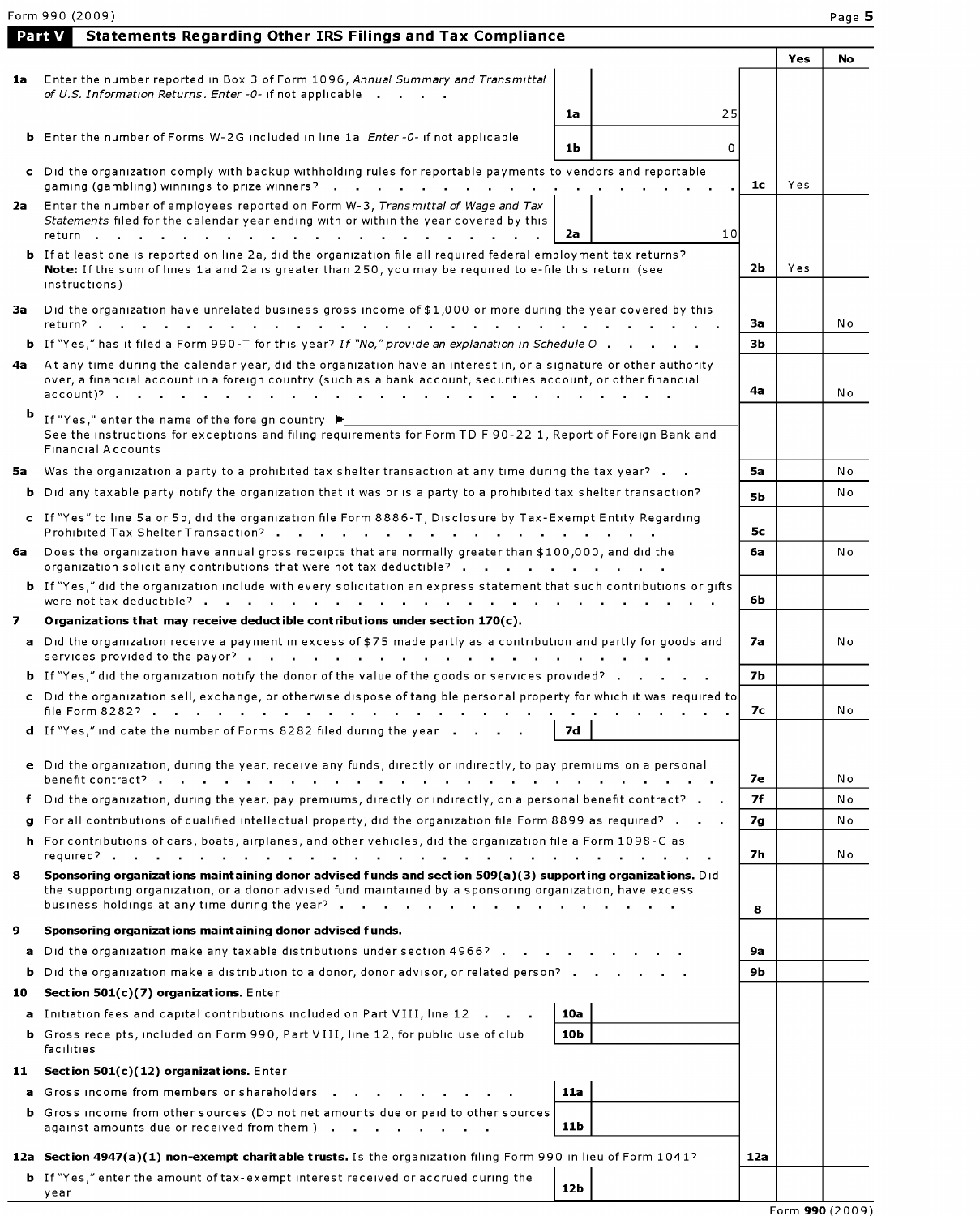## Part V Statements Regarding Other IRS Filings and Tax Compliance

| | | | | | Yes | No |
|---|---|---|---|---|---|---|
| **1a** | Enter the number reported in Box 3 of Form 1096, *Annual Summary and Transmittal of U.S. Information Returns. Enter -0- if not applicable* | 1a | 25 | | | |
| **b** | Enter the number of Forms W-2G included in line 1a *Enter -0- if not applicable* | 1b | 0 | | | |
| **c** | Did the organization comply with backup withholding rules for reportable payments to vendors and reportable gaming (gambling) winnings to prize winners? | | | 1c | Yes | |
| **2a** | Enter the number of employees reported on Form W-3, *Transmittal of Wage and Tax Statements* filed for the calendar year ending with or within the year covered by this return | 2a | 10 | | | |
| **b** | If at least one is reported on line 2a, did the organization file all required federal employment tax returns? **Note:** If the sum of lines 1a and 2a is greater than 250, you may be required to e-file this return (see instructions) | | | 2b | Yes | |
| **3a** | Did the organization have unrelated business gross income of $1,000 or more during the year covered by this return? | | | 3a | | No |
| **b** | If "Yes," has it filed a Form 990-T for this year? *If "No," provide an explanation in Schedule O* | | | 3b | | |
| **4a** | At any time during the calendar year, did the organization have an interest in, or a signature or other authority over, a financial account in a foreign country (such as a bank account, securities account, or other financial account)? | | | 4a | | No |
| **b** | If "Yes," enter the name of the foreign country ► See the instructions for exceptions and filing requirements for Form TD F 90-22 1, Report of Foreign Bank and Financial Accounts | | | | | |
| **5a** | Was the organization a party to a prohibited tax shelter transaction at any time during the tax year? | | | 5a | | No |
| **b** | Did any taxable party notify the organization that it was or is a party to a prohibited tax shelter transaction? | | | 5b | | No |
| **c** | If "Yes" to line 5a or 5b, did the organization file Form 8886-T, Disclosure by Tax-Exempt Entity Regarding Prohibited Tax Shelter Transaction? | | | 5c | | |
| **6a** | Does the organization have annual gross receipts that are normally greater than $100,000, and did the organization solicit any contributions that were not tax deductible? | | | 6a | | No |
| **b** | If "Yes," did the organization include with every solicitation an express statement that such contributions or gifts were not tax deductible? | | | 6b | | |
| **7** | **Organizations that may receive deductible contributions under section 170(c).** | | | | | |
| **a** | Did the organization receive a payment in excess of $75 made partly as a contribution and partly for goods and services provided to the payor? | | | 7a | | No |
| **b** | If "Yes," did the organization notify the donor of the value of the goods or services provided? | | | 7b | | |
| **c** | Did the organization sell, exchange, or otherwise dispose of tangible personal property for which it was required to file Form 8282? | | | 7c | | No |
| **d** | If "Yes," indicate the number of Forms 8282 filed during the year | 7d | | | | |
| **e** | Did the organization, during the year, receive any funds, directly or indirectly, to pay premiums on a personal benefit contract? | | | 7e | | No |
| **f** | Did the organization, during the year, pay premiums, directly or indirectly, on a personal benefit contract? | | | 7f | | No |
| **g** | For all contributions of qualified intellectual property, did the organization file Form 8899 as required? | | | 7g | | No |
| **h** | For contributions of cars, boats, airplanes, and other vehicles, did the organization file a Form 1098-C as required? | | | 7h | | No |
| **8** | **Sponsoring organizations maintaining donor advised funds and section 509(a)(3) supporting organizations.** Did the supporting organization, or a donor advised fund maintained by a sponsoring organization, have excess business holdings at any time during the year? | | | 8 | | |
| **9** | **Sponsoring organizations maintaining donor advised funds.** | | | | | |
| **a** | Did the organization make any taxable distributions under section 4966? | | | 9a | | |
| **b** | Did the organization make a distribution to a donor, donor advisor, or related person? | | | 9b | | |
| **10** | **Section 501(c)(7) organizations.** Enter | | | | | |
| **a** | Initiation fees and capital contributions included on Part VIII, line 12 | 10a | | | | |
| **b** | Gross receipts, included on Form 990, Part VIII, line 12, for public use of club facilities | 10b | | | | |
| **11** | **Section 501(c)(12) organizations.** Enter | | | | | |
| **a** | Gross income from members or shareholders | 11a | | | | |
| **b** | Gross income from other sources (Do not net amounts due or paid to other sources against amounts due or received from them ) | 11b | | | | |
| **12a** | **Section 4947(a)(1) non-exempt charitable trusts.** Is the organization filing Form 990 in lieu of Form 1041? | | | 12a | | |
| **b** | If "Yes," enter the amount of tax-exempt interest received or accrued during the year | 12b | | | | |

Form **990** (2009)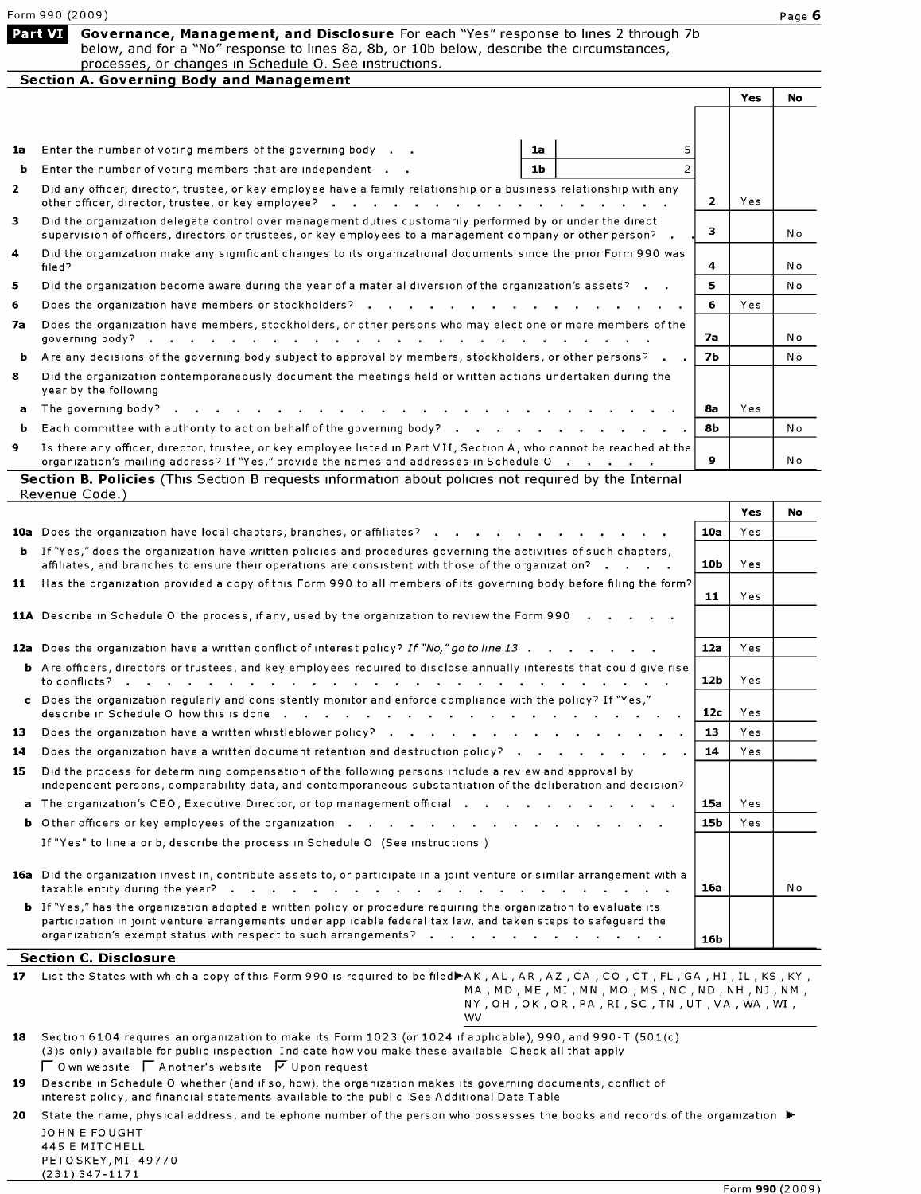## Part VI Governance, Management, and Disclosure

For each "Yes" response to lines 2 through 7b below, and for a "No" response to lines 8a, 8b, or 10b below, describe the circumstances, processes, or changes in Schedule O. See instructions.

### Section A. Governing Body and Management

| | | | | Yes | No |
|---|---|---|---|---|---|
| **1a** | Enter the number of voting members of the governing body | 1a 5 | | | |
| **b** | Enter the number of voting members that are independent | 1b 2 | | | |
| **2** | Did any officer, director, trustee, or key employee have a family relationship or a business relationship with any other officer, director, trustee, or key employee? | | 2 | Yes | |
| **3** | Did the organization delegate control over management duties customarily performed by or under the direct supervision of officers, directors or trustees, or key employees to a management company or other person? | | 3 | | No |
| **4** | Did the organization make any significant changes to its organizational documents since the prior Form 990 was filed? | | 4 | | No |
| **5** | Did the organization become aware during the year of a material diversion of the organization's assets? | | 5 | | No |
| **6** | Does the organization have members or stockholders? | | 6 | Yes | |
| **7a** | Does the organization have members, stockholders, or other persons who may elect one or more members of the governing body? | | 7a | | No |
| **b** | Are any decisions of the governing body subject to approval by members, stockholders, or other persons? | | 7b | | No |
| **8** | Did the organization contemporaneously document the meetings held or written actions undertaken during the year by the following | | | | |
| **a** | The governing body? | | 8a | Yes | |
| **b** | Each committee with authority to act on behalf of the governing body? | | 8b | | No |
| **9** | Is there any officer, director, trustee, or key employee listed in Part VII, Section A, who cannot be reached at the organization's mailing address? If "Yes," provide the names and addresses in Schedule O | | 9 | | No |

### Section B. Policies (This Section B requests information about policies not required by the Internal Revenue Code.)

| | | | Yes | No |
|---|---|---|---|---|
| **10a** | Does the organization have local chapters, branches, or affiliates? | 10a | Yes | |
| **b** | If "Yes," does the organization have written policies and procedures governing the activities of such chapters, affiliates, and branches to ensure their operations are consistent with those of the organization? | 10b | Yes | |
| **11** | Has the organization provided a copy of this Form 990 to all members of its governing body before filing the form? | 11 | Yes | |
| **11A** | Describe in Schedule O the process, if any, used by the organization to review the Form 990 | | | |
| **12a** | Does the organization have a written conflict of interest policy? *If "No," go to line 13* | 12a | Yes | |
| **b** | Are officers, directors or trustees, and key employees required to disclose annually interests that could give rise to conflicts? | 12b | Yes | |
| **c** | Does the organization regularly and consistently monitor and enforce compliance with the policy? If "Yes," describe in Schedule O how this is done | 12c | Yes | |
| **13** | Does the organization have a written whistleblower policy? | 13 | Yes | |
| **14** | Does the organization have a written document retention and destruction policy? | 14 | Yes | |
| **15** | Did the process for determining compensation of the following persons include a review and approval by independent persons, comparability data, and contemporaneous substantiation of the deliberation and decision? | | | |
| **a** | The organization's CEO, Executive Director, or top management official | 15a | Yes | |
| **b** | Other officers or key employees of the organization | 15b | Yes | |
| | If "Yes" to line a or b, describe the process in Schedule O (See instructions ) | | | |
| **16a** | Did the organization invest in, contribute assets to, or participate in a joint venture or similar arrangement with a taxable entity during the year? | 16a | | No |
| **b** | If "Yes," has the organization adopted a written policy or procedure requiring the organization to evaluate its participation in joint venture arrangements under applicable federal tax law, and taken steps to safeguard the organization's exempt status with respect to such arrangements? | 16b | | |

### Section C. Disclosure

**17** List the States with which a copy of this Form 990 is required to be filed ▶ AK , AL , AR , AZ , CA , CO , CT , FL , GA , HI , IL , KS , KY , MA , MD , ME , MI , MN , MO , MS , NC , ND , NH , NJ , NM , NY , OH , OK , OR , PA , RI , SC , TN , UT , VA , WA , WI , WV

**18** Section 6104 requires an organization to make its Form 1023 (or 1024 if applicable), 990, and 990-T (501(c)(3)s only) available for public inspection Indicate how you make these available Check all that apply

☐ Own website ☐ Another's website ☑ Upon request

**19** Describe in Schedule O whether (and if so, how), the organization makes its governing documents, conflict of interest policy, and financial statements available to the public See Additional Data Table

**20** State the name, physical address, and telephone number of the person who possesses the books and records of the organization ▶

JOHN E FOUGHT
445 E MITCHELL
PETOSKEY, MI 49770
(231) 347-1171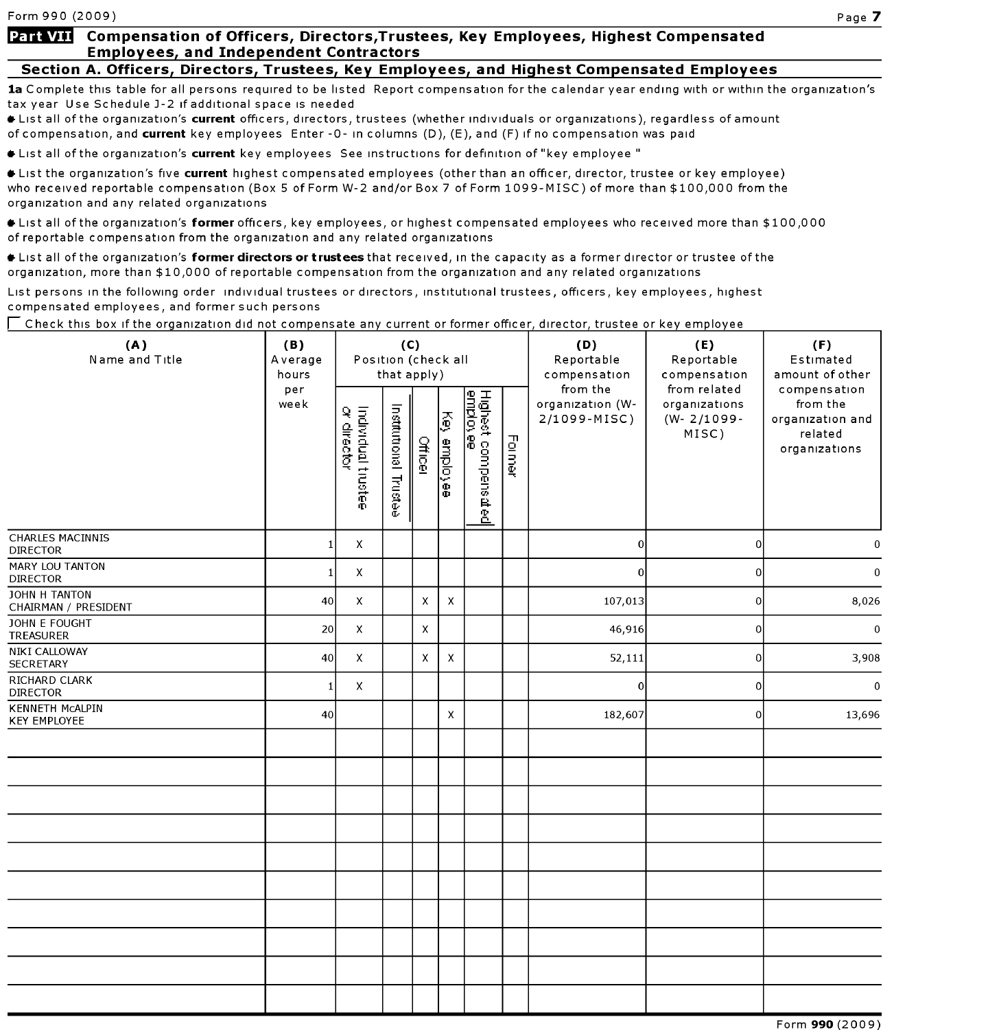## Part VII Compensation of Officers, Directors,Trustees, Key Employees, Highest Compensated Employees, and Independent Contractors

### Section A. Officers, Directors, Trustees, Key Employees, and Highest Compensated Employees

**1a** Complete this table for all persons required to be listed Report compensation for the calendar year ending with or within the organization's tax year Use Schedule J-2 if additional space is needed

- List all of the organization's **current** officers, directors, trustees (whether individuals or organizations), regardless of amount of compensation, and **current** key employees Enter -0- in columns (D), (E), and (F) if no compensation was paid

- List all of the organization's **current** key employees See instructions for definition of "key employee "

- List the organization's five **current** highest compensated employees (other than an officer, director, trustee or key employee) who received reportable compensation (Box 5 of Form W-2 and/or Box 7 of Form 1099-MISC) of more than $100,000 from the organization and any related organizations

- List all of the organization's **former** officers, key employees, or highest compensated employees who received more than $100,000 of reportable compensation from the organization and any related organizations

- List all of the organization's **former directors or trustees** that received, in the capacity as a former director or trustee of the organization, more than $10,000 of reportable compensation from the organization and any related organizations

List persons in the following order individual trustees or directors, institutional trustees, officers, key employees, highest compensated employees, and former such persons

☐ Check this box if the organization did not compensate any current or former officer, director, trustee or key employee

| (A) Name and Title | (B) Average hours per week | (C) Position (check all that apply) | | | | | | (D) Reportable compensation from the organization (W-2/1099-MISC) | (E) Reportable compensation from related organizations (W- 2/1099-MISC) | (F) Estimated amount of other compensation from the organization and related organizations |
|---|---|---|---|---|---|---|---|---|---|---|
| | | Individual trustee or director | Institutional Trustee | Officer | Key employee | Highest compensated employee | Former | | | |
| CHARLES MACINNIS DIRECTOR | 1 | X | | | | | | 0 | 0 | 0 |
| MARY LOU TANTON DIRECTOR | 1 | X | | | | | | 0 | 0 | 0 |
| JOHN H TANTON CHAIRMAN / PRESIDENT | 40 | X | | X | X | | | 107,013 | 0 | 8,026 |
| JOHN E FOUGHT TREASURER | 20 | X | | X | | | | 46,916 | 0 | 0 |
| NIKI CALLOWAY SECRETARY | 40 | X | | X | X | | | 52,111 | 0 | 3,908 |
| RICHARD CLARK DIRECTOR | 1 | X | | | | | | 0 | 0 | 0 |
| KENNETH McALPIN KEY EMPLOYEE | 40 | | | | X | | | 182,607 | 0 | 13,696 |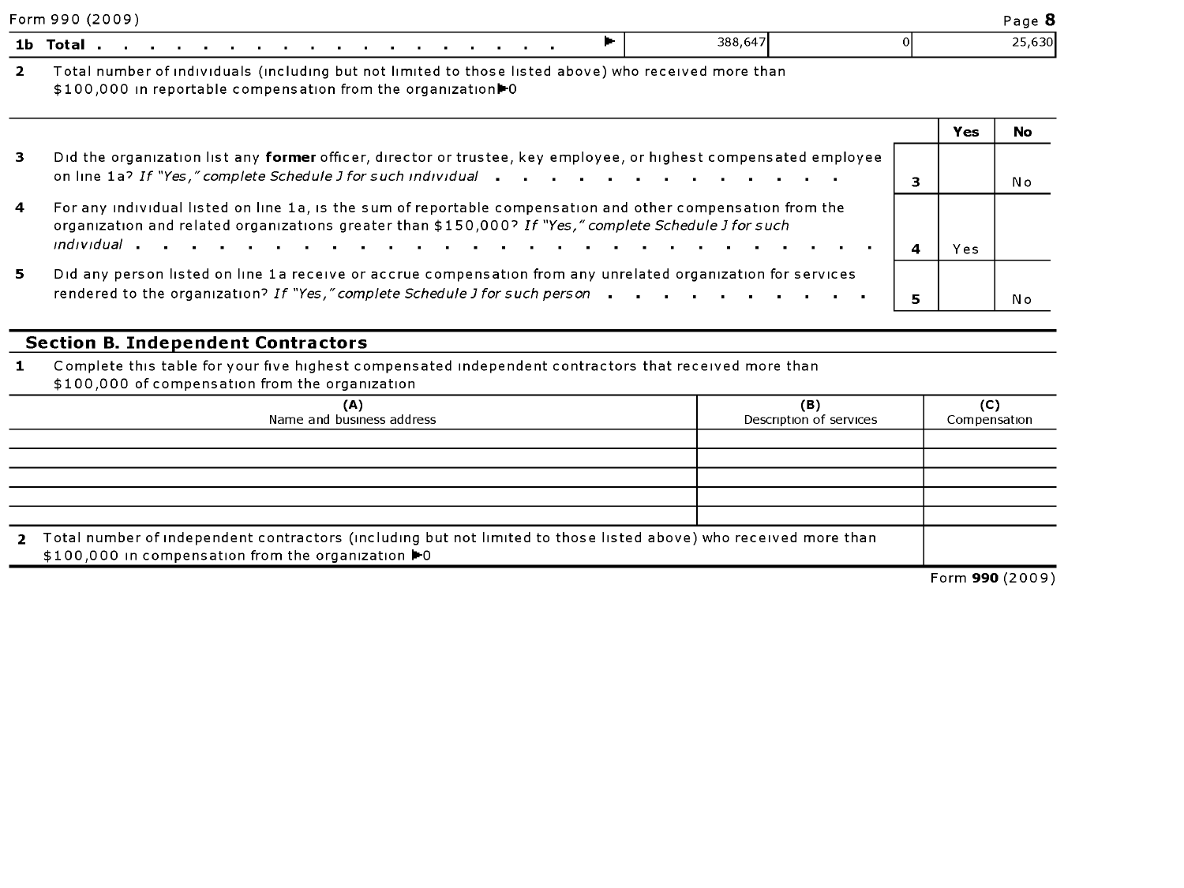| | | | |
|---|---|---|---|
| **1b Total** | 388,647 | 0 | 25,630 |

**2** Total number of individuals (including but not limited to those listed above) who received more than $100,000 in reportable compensation from the organization ▶0

| | | Yes | No |
|---|---|---|---|
| **3** Did the organization list any **former** officer, director or trustee, key employee, or highest compensated employee on line 1a? *If "Yes," complete Schedule J for such individual* | 3 | | No |
| **4** For any individual listed on line 1a, is the sum of reportable compensation and other compensation from the organization and related organizations greater than $150,000? *If "Yes," complete Schedule J for such individual* | 4 | Yes | |
| **5** Did any person listed on line 1a receive or accrue compensation from any unrelated organization for services rendered to the organization? *If "Yes," complete Schedule J for such person* | 5 | | No |

## Section B. Independent Contractors

**1** Complete this table for your five highest compensated independent contractors that received more than $100,000 of compensation from the organization

| (A) Name and business address | (B) Description of services | (C) Compensation |
|---|---|---|
| | | |
| | | |
| | | |
| | | |
| | | |

**2** Total number of independent contractors (including but not limited to those listed above) who received more than $100,000 in compensation from the organization ▶0

Form **990** (2009)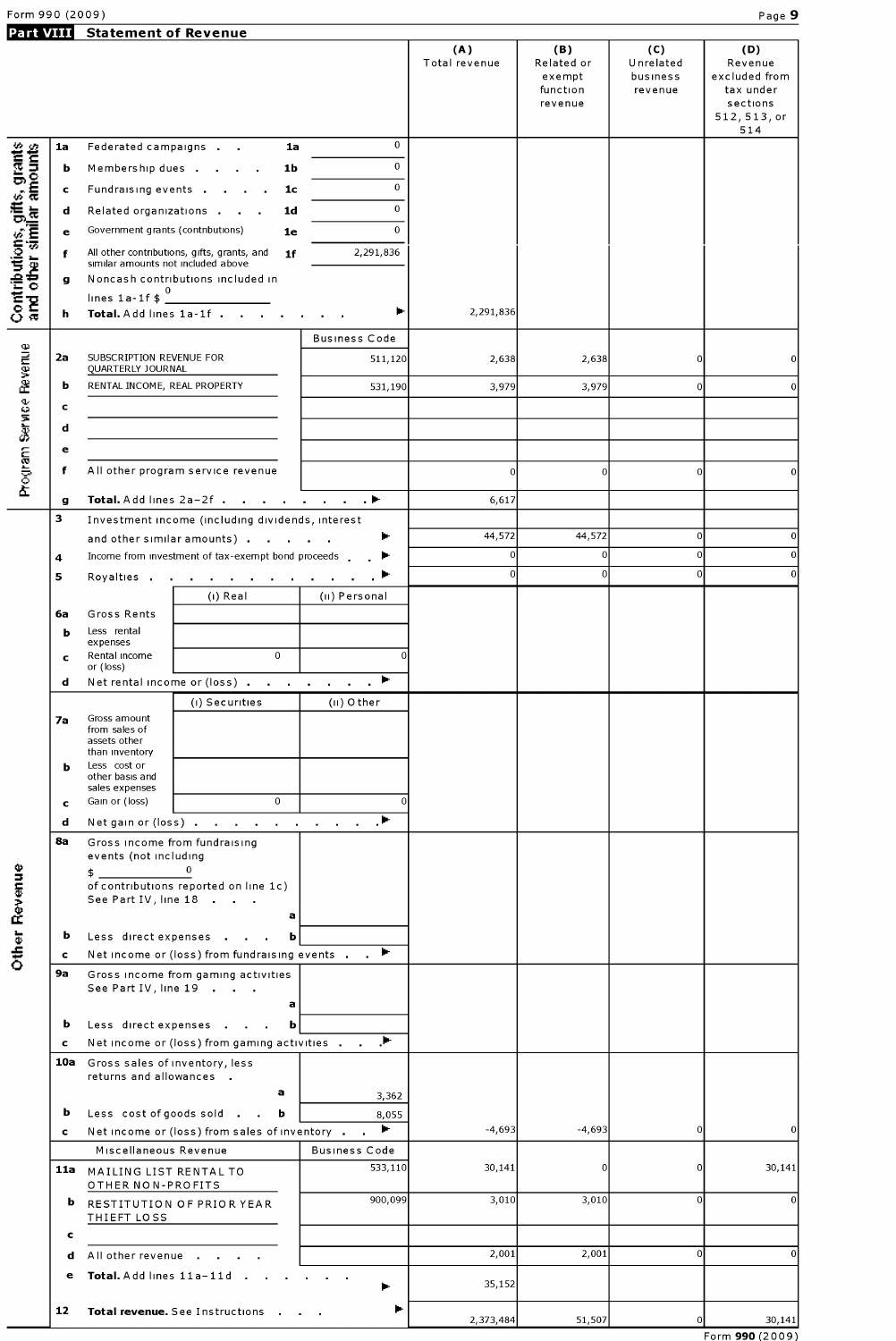Form 990 (2009)

## Part VIII Statement of Revenue

| | | | | (A) Total revenue | (B) Related or exempt function revenue | (C) Unrelated business revenue | (D) Revenue excluded from tax under sections 512, 513, or 514 |
|---|---|---|---|---|---|---|---|
| **Contributions, gifts, grants and other similar amounts** | 1a | Federated campaigns . . 1a | 0 | | | | |
| | b | Membership dues . . . . 1b | 0 | | | | |
| | c | Fundraising events . . . . 1c | 0 | | | | |
| | d | Related organizations . . . 1d | 0 | | | | |
| | e | Government grants (contributions) 1e | 0 | | | | |
| | f | All other contributions, gifts, grants, and similar amounts not included above 1f | 2,291,836 | | | | |
| | g | Noncash contributions included in lines 1a-1f $ 0 | | | | | |
| | h | **Total.** Add lines 1a-1f . . . . . . . ▶ | | 2,291,836 | | | |
| **Program Service Revenue** | | | Business Code | | | | |
| | 2a | SUBSCRIPTION REVENUE FOR QUARTERLY JOURNAL | 511,120 | 2,638 | 2,638 | 0 | 0 |
| | b | RENTAL INCOME, REAL PROPERTY | 531,190 | 3,979 | 3,979 | 0 | 0 |
| | c | | | | | | |
| | d | | | | | | |
| | e | | | | | | |
| | f | All other program service revenue | | 0 | 0 | 0 | 0 |
| | g | **Total.** Add lines 2a-2f . . . . . . . . ▶ | | 6,617 | | | |
| **Other Revenue** | 3 | Investment income (including dividends, interest and other similar amounts) . . . . . ▶ | | 44,572 | 44,572 | 0 | 0 |
| | 4 | Income from investment of tax-exempt bond proceeds . . ▶ | | 0 | 0 | 0 | 0 |
| | 5 | Royalties . . . . . . . . . . . ▶ | | 0 | 0 | 0 | 0 |
| | | (i) Real | (ii) Personal | | | | |
| | 6a | Gross Rents | | | | | |
| | b | Less rental expenses | | | | | |
| | c | Rental income or (loss) 0 | 0 | | | | |
| | d | Net rental income or (loss) . . . . . . . ▶ | | | | | |
| | | (i) Securities | (ii) Other | | | | |
| | 7a | Gross amount from sales of assets other than inventory | | | | | |
| | b | Less cost or other basis and sales expenses | | | | | |
| | c | Gain or (loss) 0 | 0 | | | | |
| | d | Net gain or (loss) . . . . . . . . . . ▶ | | | | | |
| | 8a | Gross income from fundraising events (not including $ 0 of contributions reported on line 1c) See Part IV, line 18 . . . a | | | | | |
| | b | Less direct expenses . . . b | | | | | |
| | c | Net income or (loss) from fundraising events . . ▶ | | | | | |
| | 9a | Gross income from gaming activities See Part IV, line 19 . . . a | | | | | |
| | b | Less direct expenses . . . b | | | | | |
| | c | Net income or (loss) from gaming activities . . ▶ | | | | | |
| | 10a | Gross sales of inventory, less returns and allowances . a | 3,362 | | | | |
| | b | Less cost of goods sold . . b | 8,055 | | | | |
| | c | Net income or (loss) from sales of inventory . . ▶ | | -4,693 | -4,693 | 0 | 0 |
| | | Miscellaneous Revenue | Business Code | | | | |
| | 11a | MAILING LIST RENTAL TO OTHER NON-PROFITS | 533,110 | 30,141 | 0 | 0 | 30,141 |
| | b | RESTITUTION OF PRIOR YEAR THIEFT LOSS | 900,099 | 3,010 | 3,010 | 0 | 0 |
| | c | | | | | | |
| | d | All other revenue . . . . . | | 2,001 | 2,001 | 0 | 0 |
| | e | **Total.** Add lines 11a-11d . . . . . . ▶ | | 35,152 | | | |
| | 12 | **Total revenue.** See Instructions . . . ▶ | | 2,373,484 | 51,507 | 0 | 30,141 |

Form **990** (2009)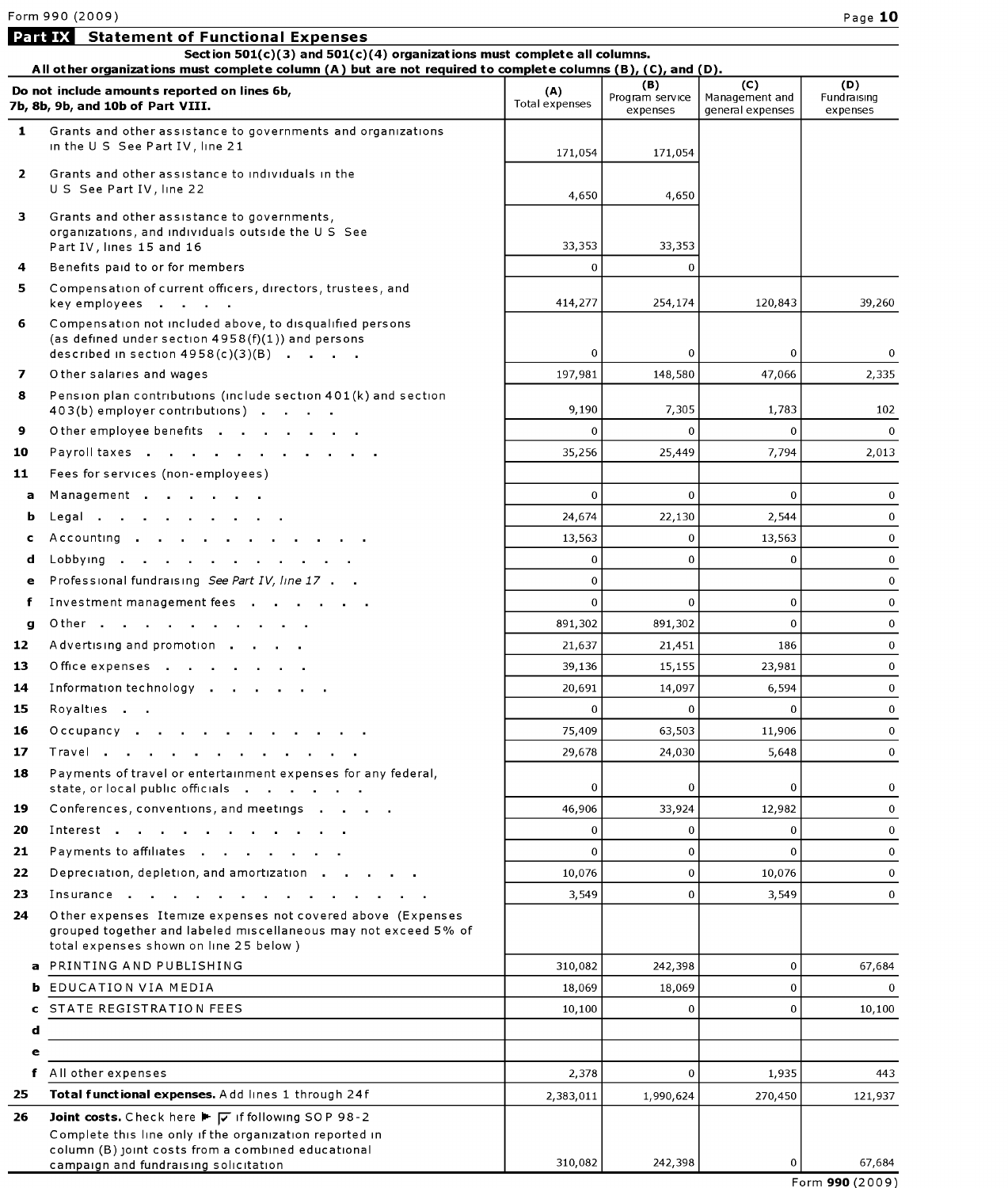Form 990 (2009)

## Part IX Statement of Functional Expenses

**Section 501(c)(3) and 501(c)(4) organizations must complete all columns.**
**All other organizations must complete column (A) but are not required to complete columns (B), (C), and (D).**

| **Do not include amounts reported on lines 6b, 7b, 8b, 9b, and 10b of Part VIII.** | (A) Total expenses | (B) Program service expenses | (C) Management and general expenses | (D) Fundraising expenses |
|---|---|---|---|---|
| **1** Grants and other assistance to governments and organizations in the U S See Part IV, line 21 | 171,054 | 171,054 | | |
| **2** Grants and other assistance to individuals in the U S See Part IV, line 22 | 4,650 | 4,650 | | |
| **3** Grants and other assistance to governments, organizations, and individuals outside the U S See Part IV, lines 15 and 16 | 33,353 | 33,353 | | |
| **4** Benefits paid to or for members | 0 | 0 | | |
| **5** Compensation of current officers, directors, trustees, and key employees | 414,277 | 254,174 | 120,843 | 39,260 |
| **6** Compensation not included above, to disqualified persons (as defined under section 4958(f)(1)) and persons described in section 4958(c)(3)(B) | 0 | 0 | 0 | 0 |
| **7** Other salaries and wages | 197,981 | 148,580 | 47,066 | 2,335 |
| **8** Pension plan contributions (include section 401(k) and section 403(b) employer contributions) | 9,190 | 7,305 | 1,783 | 102 |
| **9** Other employee benefits | 0 | 0 | 0 | 0 |
| **10** Payroll taxes | 35,256 | 25,449 | 7,794 | 2,013 |
| **11** Fees for services (non-employees) | | | | |
| **a** Management | 0 | 0 | 0 | 0 |
| **b** Legal | 24,674 | 22,130 | 2,544 | 0 |
| **c** Accounting | 13,563 | 0 | 13,563 | 0 |
| **d** Lobbying | 0 | 0 | 0 | 0 |
| **e** Professional fundraising *See Part IV, line 17* | 0 | | | 0 |
| **f** Investment management fees | 0 | 0 | 0 | 0 |
| **g** Other | 891,302 | 891,302 | 0 | 0 |
| **12** Advertising and promotion | 21,637 | 21,451 | 186 | 0 |
| **13** Office expenses | 39,136 | 15,155 | 23,981 | 0 |
| **14** Information technology | 20,691 | 14,097 | 6,594 | 0 |
| **15** Royalties | 0 | 0 | 0 | 0 |
| **16** Occupancy | 75,409 | 63,503 | 11,906 | 0 |
| **17** Travel | 29,678 | 24,030 | 5,648 | 0 |
| **18** Payments of travel or entertainment expenses for any federal, state, or local public officials | 0 | 0 | 0 | 0 |
| **19** Conferences, conventions, and meetings | 46,906 | 33,924 | 12,982 | 0 |
| **20** Interest | 0 | 0 | 0 | 0 |
| **21** Payments to affiliates | 0 | 0 | 0 | 0 |
| **22** Depreciation, depletion, and amortization | 10,076 | 0 | 10,076 | 0 |
| **23** Insurance | 3,549 | 0 | 3,549 | 0 |
| **24** Other expenses Itemize expenses not covered above (Expenses grouped together and labeled miscellaneous may not exceed 5% of total expenses shown on line 25 below ) | | | | |
| **a** PRINTING AND PUBLISHING | 310,082 | 242,398 | 0 | 67,684 |
| **b** EDUCATION VIA MEDIA | 18,069 | 18,069 | 0 | 0 |
| **c** STATE REGISTRATION FEES | 10,100 | 0 | 0 | 10,100 |
| **d** | | | | |
| **e** | | | | |
| **f** All other expenses | 2,378 | 0 | 1,935 | 443 |
| **25 Total functional expenses.** Add lines 1 through 24f | 2,383,011 | 1,990,624 | 270,450 | 121,937 |
| **26 Joint costs.** Check here ▶ ☑ if following SOP 98-2 Complete this line only if the organization reported in column (B) joint costs from a combined educational campaign and fundraising solicitation | 310,082 | 242,398 | 0 | 67,684 |

Form **990** (2009)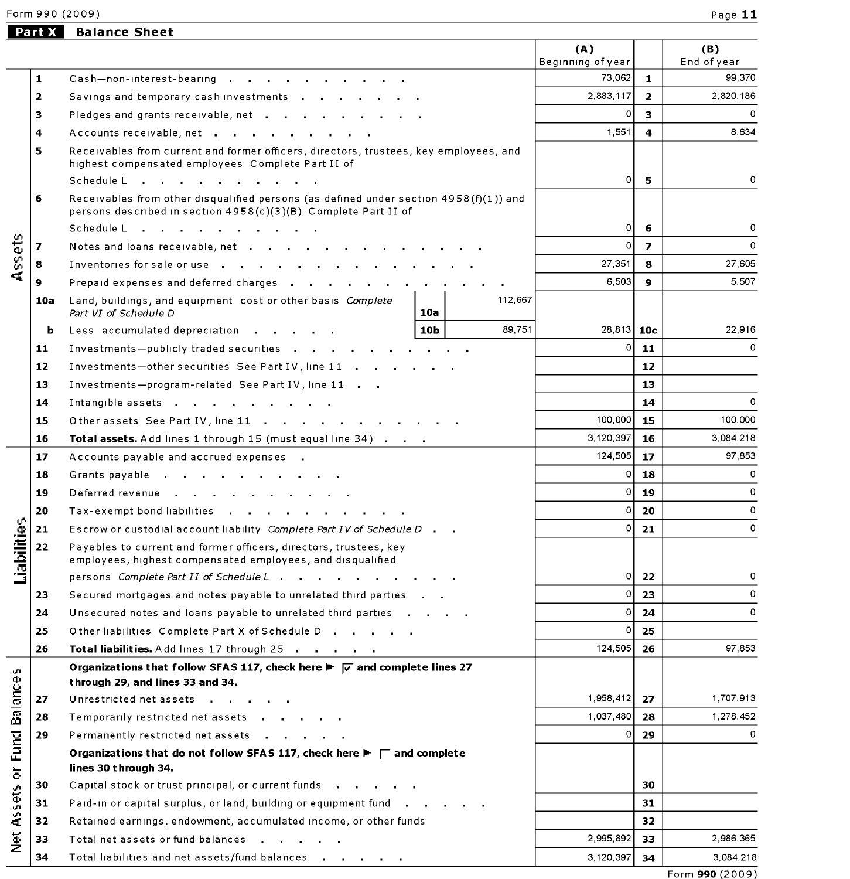Form 990 (2009)

## Part X Balance Sheet

| | | | | | (A) Beginning of year | | (B) End of year |
|---|---|---|---|---|---|---|---|
| Assets | 1 | Cash—non-interest-bearing | | | 73,062 | 1 | 99,370 |
| | 2 | Savings and temporary cash investments | | | 2,883,117 | 2 | 2,820,186 |
| | 3 | Pledges and grants receivable, net | | | 0 | 3 | 0 |
| | 4 | Accounts receivable, net | | | 1,551 | 4 | 8,634 |
| | 5 | Receivables from current and former officers, directors, trustees, key employees, and highest compensated employees Complete Part II of Schedule L | | | 0 | 5 | 0 |
| | 6 | Receivables from other disqualified persons (as defined under section 4958(f)(1)) and persons described in section 4958(c)(3)(B) Complete Part II of Schedule L | | | 0 | 6 | 0 |
| | 7 | Notes and loans receivable, net | | | 0 | 7 | 0 |
| | 8 | Inventories for sale or use | | | 27,351 | 8 | 27,605 |
| | 9 | Prepaid expenses and deferred charges | | | 6,503 | 9 | 5,507 |
| | 10a | Land, buildings, and equipment cost or other basis *Complete Part VI of Schedule D* | 10a | 112,667 | | | |
| | b | Less accumulated depreciation | 10b | 89,751 | 28,813 | 10c | 22,916 |
| | 11 | Investments—publicly traded securities | | | 0 | 11 | 0 |
| | 12 | Investments—other securities See Part IV, line 11 | | | | 12 | |
| | 13 | Investments—program-related See Part IV, line 11 | | | | 13 | |
| | 14 | Intangible assets | | | | 14 | 0 |
| | 15 | Other assets See Part IV, line 11 | | | 100,000 | 15 | 100,000 |
| | 16 | **Total assets.** Add lines 1 through 15 (must equal line 34) | | | 3,120,397 | 16 | 3,084,218 |
| Liabilities | 17 | Accounts payable and accrued expenses | | | 124,505 | 17 | 97,853 |
| | 18 | Grants payable | | | 0 | 18 | 0 |
| | 19 | Deferred revenue | | | 0 | 19 | 0 |
| | 20 | Tax-exempt bond liabilities | | | 0 | 20 | 0 |
| | 21 | Escrow or custodial account liability *Complete Part IV of Schedule D* | | | 0 | 21 | 0 |
| | 22 | Payables to current and former officers, directors, trustees, key employees, highest compensated employees, and disqualified persons *Complete Part II of Schedule L* | | | 0 | 22 | 0 |
| | 23 | Secured mortgages and notes payable to unrelated third parties | | | 0 | 23 | 0 |
| | 24 | Unsecured notes and loans payable to unrelated third parties | | | 0 | 24 | 0 |
| | 25 | Other liabilities Complete Part X of Schedule D | | | 0 | 25 | |
| | 26 | **Total liabilities.** Add lines 17 through 25 | | | 124,505 | 26 | 97,853 |
| Net Assets or Fund Balances | | **Organizations that follow SFAS 117, check here ▶ ☑ and complete lines 27 through 29, and lines 33 and 34.** | | | | | |
| | 27 | Unrestricted net assets | | | 1,958,412 | 27 | 1,707,913 |
| | 28 | Temporarily restricted net assets | | | 1,037,480 | 28 | 1,278,452 |
| | 29 | Permanently restricted net assets | | | 0 | 29 | 0 |
| | | **Organizations that do not follow SFAS 117, check here ▶ ☐ and complete lines 30 through 34.** | | | | | |
| | 30 | Capital stock or trust principal, or current funds | | | | 30 | |
| | 31 | Paid-in or capital surplus, or land, building or equipment fund | | | | 31 | |
| | 32 | Retained earnings, endowment, accumulated income, or other funds | | | | 32 | |
| | 33 | Total net assets or fund balances | | | 2,995,892 | 33 | 2,986,365 |
| | 34 | Total liabilities and net assets/fund balances | | | 3,120,397 | 34 | 3,084,218 |

Form **990** (2009)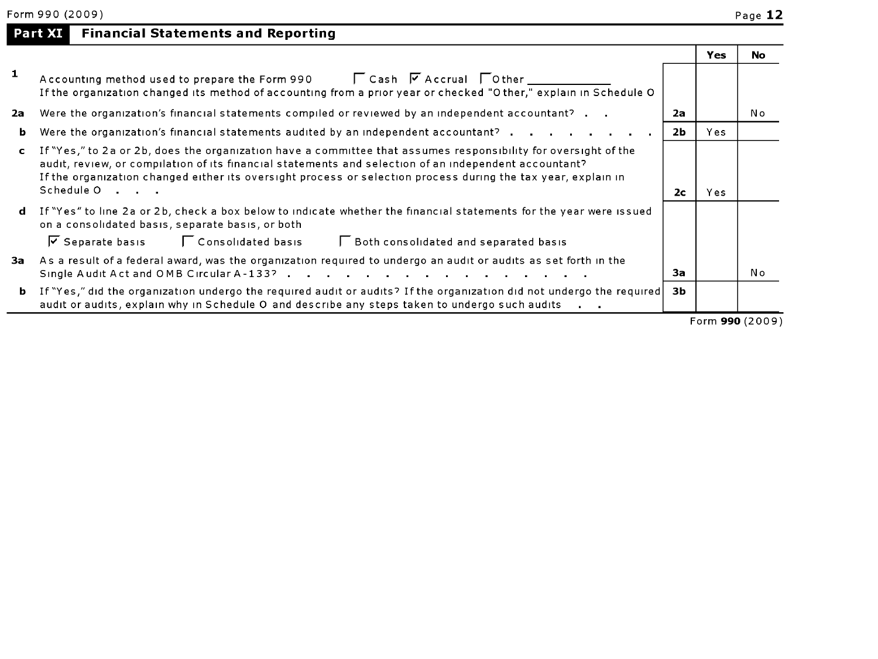## Part XI Financial Statements and Reporting

| | | | Yes | No |
|---|---|---|---|---|
| **1** | Accounting method used to prepare the Form 990 ☐ Cash ☑ Accrual ☐ Other \_\_\_\_\_\_\_\_\_\_ If the organization changed its method of accounting from a prior year or checked "Other," explain in Schedule O | | | |
| **2a** | Were the organization's financial statements compiled or reviewed by an independent accountant? | **2a** | | No |
| **b** | Were the organization's financial statements audited by an independent accountant? | **2b** | Yes | |
| **c** | If "Yes," to 2a or 2b, does the organization have a committee that assumes responsibility for oversight of the audit, review, or compilation of its financial statements and selection of an independent accountant? If the organization changed either its oversight process or selection process during the tax year, explain in Schedule O | **2c** | Yes | |
| **d** | If "Yes" to line 2a or 2b, check a box below to indicate whether the financial statements for the year were issued on a consolidated basis, separate basis, or both ☑ Separate basis ☐ Consolidated basis ☐ Both consolidated and separated basis | | | |
| **3a** | As a result of a federal award, was the organization required to undergo an audit or audits as set forth in the Single Audit Act and OMB Circular A-133? | **3a** | | No |
| **b** | If "Yes," did the organization undergo the required audit or audits? If the organization did not undergo the required audit or audits, explain why in Schedule O and describe any steps taken to undergo such audits | **3b** | | |

Form **990** (2009)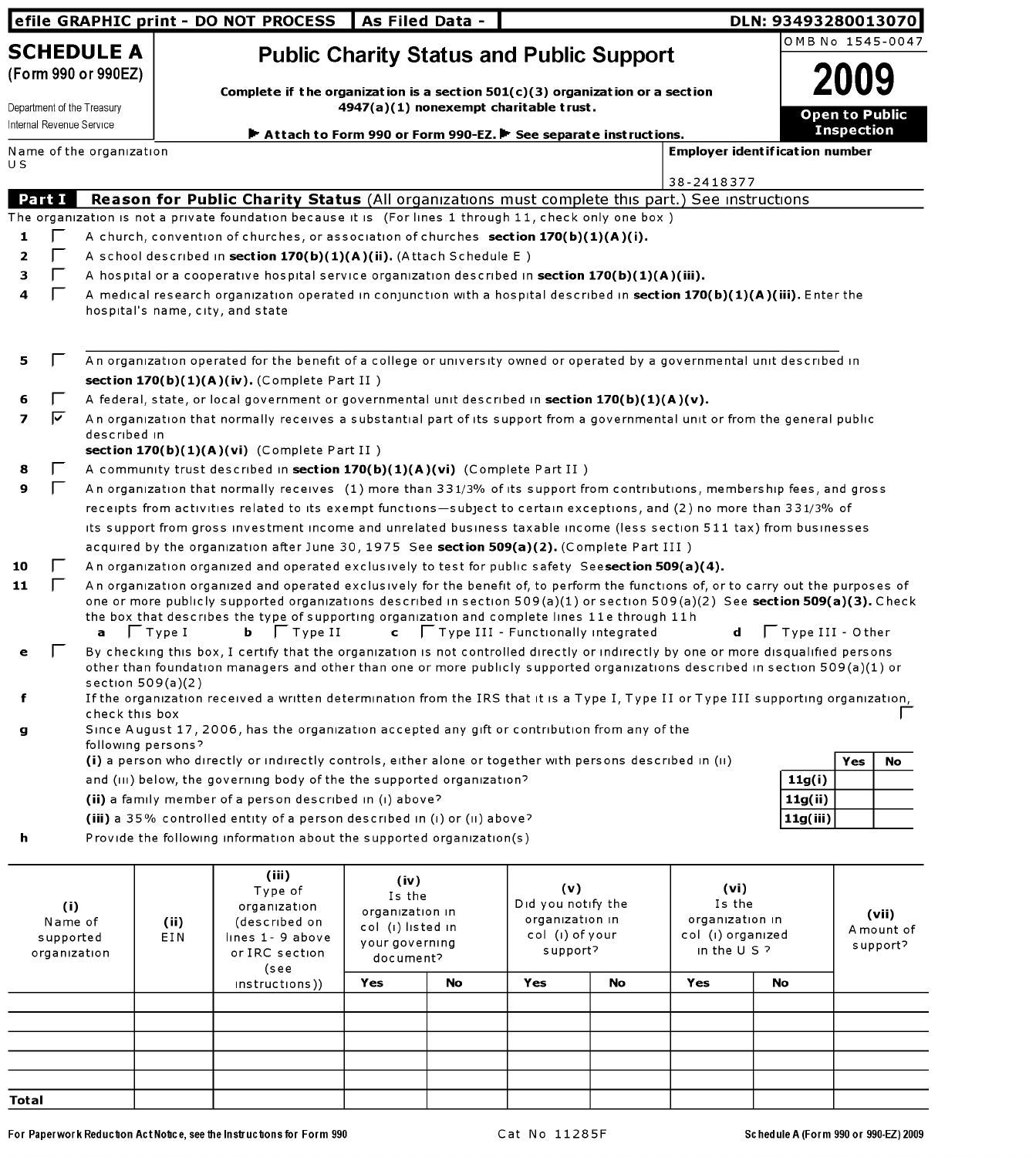efile GRAPHIC print - DO NOT PROCESS | As Filed Data - | DLN: 93493280013070

# SCHEDULE A (Form 990 or 990EZ)

Department of the Treasury
Internal Revenue Service

## Public Charity Status and Public Support

**Complete if the organization is a section 501(c)(3) organization or a section 4947(a)(1) nonexempt charitable trust.**

▶ **Attach to Form 990 or Form 990-EZ.** ▶ **See separate instructions.**

OMB No 1545-0047

**2009**

**Open to Public Inspection**

| Name of the organization | Employer identification number |
|---|---|
| US | 38-2418377 |

## Part I Reason for Public Charity Status (All organizations must complete this part.) See instructions

The organization is not a private foundation because it is (For lines 1 through 11, check only one box )

1 ☐ A church, convention of churches, or association of churches **section 170(b)(1)(A)(i).**

2 ☐ A school described in **section 170(b)(1)(A)(ii).** (Attach Schedule E )

3 ☐ A hospital or a cooperative hospital service organization described in **section 170(b)(1)(A)(iii).**

4 ☐ A medical research organization operated in conjunction with a hospital described in **section 170(b)(1)(A)(iii).** Enter the hospital's name, city, and state

5 ☐ An organization operated for the benefit of a college or university owned or operated by a governmental unit described in **section 170(b)(1)(A)(iv).** (Complete Part II )

6 ☐ A federal, state, or local government or governmental unit described in **section 170(b)(1)(A)(v).**

7 ☑ An organization that normally receives a substantial part of its support from a governmental unit or from the general public described in **section 170(b)(1)(A)(vi)** (Complete Part II )

8 ☐ A community trust described in **section 170(b)(1)(A)(vi)** (Complete Part II )

9 ☐ An organization that normally receives (1) more than 33 1/3% of its support from contributions, membership fees, and gross receipts from activities related to its exempt functions—subject to certain exceptions, and (2) no more than 33 1/3% of its support from gross investment income and unrelated business taxable income (less section 511 tax) from businesses acquired by the organization after June 30, 1975 See **section 509(a)(2).** (Complete Part III )

10 ☐ An organization organized and operated exclusively to test for public safety See **section 509(a)(4).**

11 ☐ An organization organized and operated exclusively for the benefit of, to perform the functions of, or to carry out the purposes of one or more publicly supported organizations described in section 509(a)(1) or section 509(a)(2) See **section 509(a)(3).** Check the box that describes the type of supporting organization and complete lines 11e through 11h

**a** ☐ Type I **b** ☐ Type II **c** ☐ Type III - Functionally integrated **d** ☐ Type III - Other

**e** ☐ By checking this box, I certify that the organization is not controlled directly or indirectly by one or more disqualified persons other than foundation managers and other than one or more publicly supported organizations described in section 509(a)(1) or section 509(a)(2)

**f** If the organization received a written determination from the IRS that it is a Type I, Type II or Type III supporting organization, check this box ☐

**g** Since August 17, 2006, has the organization accepted any gift or contribution from any of the following persons?

| | | Yes | No |
|---|---|---|---|
| **(i)** a person who directly or indirectly controls, either alone or together with persons described in (ii) and (iii) below, the governing body of the the supported organization? | 11g(i) | | |
| **(ii)** a family member of a person described in (i) above? | 11g(ii) | | |
| **(iii)** a 35% controlled entity of a person described in (i) or (ii) above? | 11g(iii) | | |

**h** Provide the following information about the supported organization(s)

| (i) Name of supported organization | (ii) EIN | (iii) Type of organization (described on lines 1- 9 above or IRC section (see instructions)) | (iv) Is the organization in col (i) listed in your governing document? | | (v) Did you notify the organization in col (i) of your support? | | (vi) Is the organization in col (i) organized in the U S ? | | (vii) Amount of support? |
|---|---|---|---|---|---|---|---|---|---|
| | | | Yes | No | Yes | No | Yes | No | |
| | | | | | | | | | |
| | | | | | | | | | |
| | | | | | | | | | |
| | | | | | | | | | |
| | | | | | | | | | |
| **Total** | | | | | | | | | |

For Paperwork Reduction Act Notice, see the Instructions for Form 990 | Cat No 11285F | Schedule A (Form 990 or 990-EZ) 2009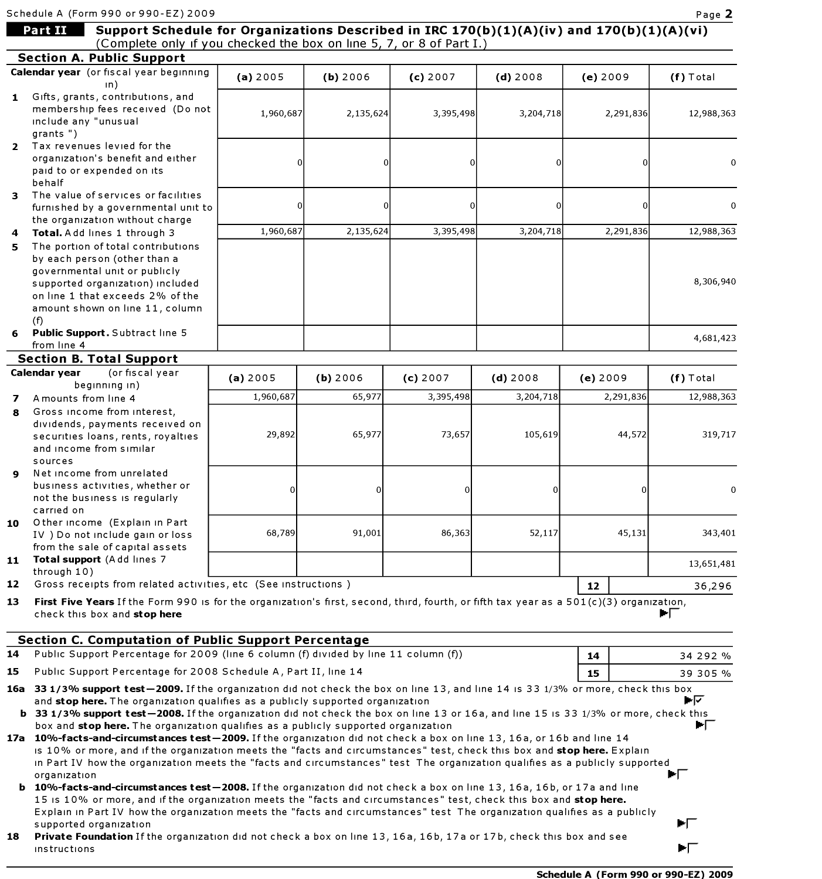Schedule A (Form 990 or 990-EZ) 2009

## Part II Support Schedule for Organizations Described in IRC 170(b)(1)(A)(iv) and 170(b)(1)(A)(vi)

(Complete only if you checked the box on line 5, 7, or 8 of Part I.)

### Section A. Public Support

| Calendar year (or fiscal year beginning in) | (a) 2005 | (b) 2006 | (c) 2007 | (d) 2008 | (e) 2009 | (f) Total |
|---|---|---|---|---|---|---|
| **1** Gifts, grants, contributions, and membership fees received (Do not include any "unusual grants ") | 1,960,687 | 2,135,624 | 3,395,498 | 3,204,718 | 2,291,836 | 12,988,363 |
| **2** Tax revenues levied for the organization's benefit and either paid to or expended on its behalf | 0 | 0 | 0 | 0 | 0 | 0 |
| **3** The value of services or facilities furnished by a governmental unit to the organization without charge | 0 | 0 | 0 | 0 | 0 | 0 |
| **4** **Total.** Add lines 1 through 3 | 1,960,687 | 2,135,624 | 3,395,498 | 3,204,718 | 2,291,836 | 12,988,363 |
| **5** The portion of total contributions by each person (other than a governmental unit or publicly supported organization) included on line 1 that exceeds 2% of the amount shown on line 11, column (f) | | | | | | 8,306,940 |
| **6** **Public Support.** Subtract line 5 from line 4 | | | | | | 4,681,423 |

### Section B. Total Support

| Calendar year (or fiscal year beginning in) | (a) 2005 | (b) 2006 | (c) 2007 | (d) 2008 | (e) 2009 | (f) Total |
|---|---|---|---|---|---|---|
| **7** Amounts from line 4 | 1,960,687 | 65,977 | 3,395,498 | 3,204,718 | 2,291,836 | 12,988,363 |
| **8** Gross income from interest, dividends, payments received on securities loans, rents, royalties and income from similar sources | 29,892 | 65,977 | 73,657 | 105,619 | 44,572 | 319,717 |
| **9** Net income from unrelated business activities, whether or not the business is regularly carried on | 0 | 0 | 0 | 0 | 0 | 0 |
| **10** Other income (Explain in Part IV ) Do not include gain or loss from the sale of capital assets | 68,789 | 91,001 | 86,363 | 52,117 | 45,131 | 343,401 |
| **11** **Total support** (Add lines 7 through 10) | | | | | | 13,651,481 |

**12** Gross receipts from related activities, etc (See instructions ) | **12** | 36,296

**13** **First Five Years** If the Form 990 is for the organization's first, second, third, fourth, or fifth tax year as a 501(c)(3) organization, check this box and **stop here** ☐

### Section C. Computation of Public Support Percentage

**14** Public Support Percentage for 2009 (line 6 column (f) divided by line 11 column (f)) | **14** | 34 292 %

**15** Public Support Percentage for 2008 Schedule A, Part II, line 14 | **15** | 39 305 %

**16a** **33 1/3% support test—2009.** If the organization did not check the box on line 13, and line 14 is 33 1/3% or more, check this box and **stop here.** The organization qualifies as a publicly supported organization ☑

**b** **33 1/3% support test—2008.** If the organization did not check the box on line 13 or 16a, and line 15 is 33 1/3% or more, check this box and **stop here.** The organization qualifies as a publicly supported organization ☐

**17a** **10%-facts-and-circumstances test—2009.** If the organization did not check a box on line 13, 16a, or 16b and line 14 is 10% or more, and if the organization meets the "facts and circumstances" test, check this box and **stop here.** Explain in Part IV how the organization meets the "facts and circumstances" test The organization qualifies as a publicly supported organization ☐

**b** **10%-facts-and-circumstances test—2008.** If the organization did not check a box on line 13, 16a, 16b, or 17a and line 15 is 10% or more, and if the organization meets the "facts and circumstances" test, check this box and **stop here.** Explain in Part IV how the organization meets the "facts and circumstances" test The organization qualifies as a publicly supported organization ☐

**18** **Private Foundation** If the organization did not check a box on line 13, 16a, 16b, 17a or 17b, check this box and see instructions ☐

**Schedule A (Form 990 or 990-EZ) 2009**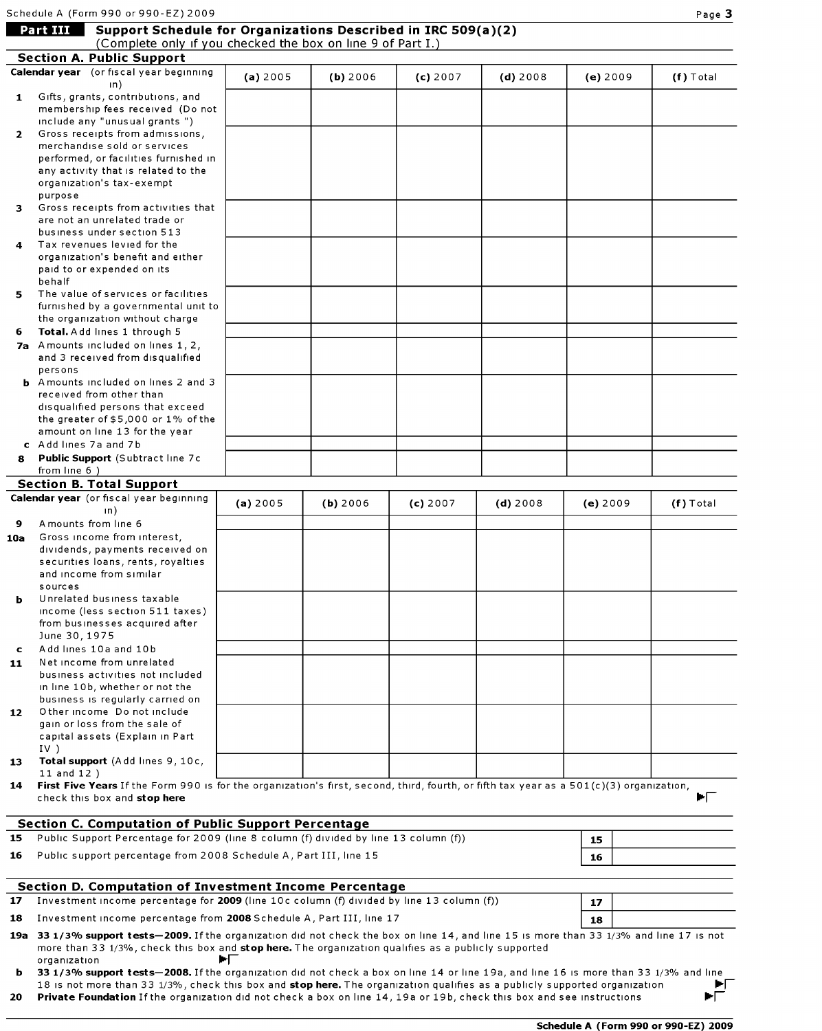Schedule A (Form 990 or 990-EZ) 2009

## Part III Support Schedule for Organizations Described in IRC 509(a)(2)

(Complete only if you checked the box on line 9 of Part I.)

### Section A. Public Support

| Calendar year (or fiscal year beginning in) | (a) 2005 | (b) 2006 | (c) 2007 | (d) 2008 | (e) 2009 | (f) Total |
|---|---|---|---|---|---|---|
| 1 Gifts, grants, contributions, and membership fees received (Do not include any "unusual grants") | | | | | | |
| 2 Gross receipts from admissions, merchandise sold or services performed, or facilities furnished in any activity that is related to the organization's tax-exempt purpose | | | | | | |
| 3 Gross receipts from activities that are not an unrelated trade or business under section 513 | | | | | | |
| 4 Tax revenues levied for the organization's benefit and either paid to or expended on its behalf | | | | | | |
| 5 The value of services or facilities furnished by a governmental unit to the organization without charge | | | | | | |
| 6 **Total.** Add lines 1 through 5 | | | | | | |
| 7a Amounts included on lines 1, 2, and 3 received from disqualified persons | | | | | | |
| b Amounts included on lines 2 and 3 received from other than disqualified persons that exceed the greater of $5,000 or 1% of the amount on line 13 for the year | | | | | | |
| c Add lines 7a and 7b | | | | | | |
| 8 **Public Support** (Subtract line 7c from line 6 ) | | | | | | |

### Section B. Total Support

| Calendar year (or fiscal year beginning in) | (a) 2005 | (b) 2006 | (c) 2007 | (d) 2008 | (e) 2009 | (f) Total |
|---|---|---|---|---|---|---|
| 9 Amounts from line 6 | | | | | | |
| 10a Gross income from interest, dividends, payments received on securities loans, rents, royalties and income from similar sources | | | | | | |
| b Unrelated business taxable income (less section 511 taxes) from businesses acquired after June 30, 1975 | | | | | | |
| c Add lines 10a and 10b | | | | | | |
| 11 Net income from unrelated business activities not included in line 10b, whether or not the business is regularly carried on | | | | | | |
| 12 Other income Do not include gain or loss from the sale of capital assets (Explain in Part IV ) | | | | | | |
| 13 **Total support** (Add lines 9, 10c, 11 and 12 ) | | | | | | |

14 **First Five Years** If the Form 990 is for the organization's first, second, third, fourth, or fifth tax year as a 501(c)(3) organization, check this box and **stop here** ▶☐

### Section C. Computation of Public Support Percentage

| | | | |
|---|---|---|---|
| 15 | Public Support Percentage for 2009 (line 8 column (f) divided by line 13 column (f)) | 15 | |
| 16 | Public support percentage from 2008 Schedule A, Part III, line 15 | 16 | |

### Section D. Computation of Investment Income Percentage

| | | | |
|---|---|---|---|
| 17 | Investment income percentage for **2009** (line 10c column (f) divided by line 13 column (f)) | 17 | |
| 18 | Investment income percentage from **2008** Schedule A, Part III, line 17 | 18 | |

19a **33 1/3% support tests—2009.** If the organization did not check the box on line 14, and line 15 is more than 33 1/3% and line 17 is not more than 33 1/3%, check this box and **stop here.** The organization qualifies as a publicly supported organization ▶☐

b **33 1/3% support tests—2008.** If the organization did not check a box on line 14 or line 19a, and line 16 is more than 33 1/3% and line 18 is not more than 33 1/3%, check this box and **stop here.** The organization qualifies as a publicly supported organization ▶☐

20 **Private Foundation** If the organization did not check a box on line 14, 19a or 19b, check this box and see instructions ▶☐

**Schedule A (Form 990 or 990-EZ) 2009**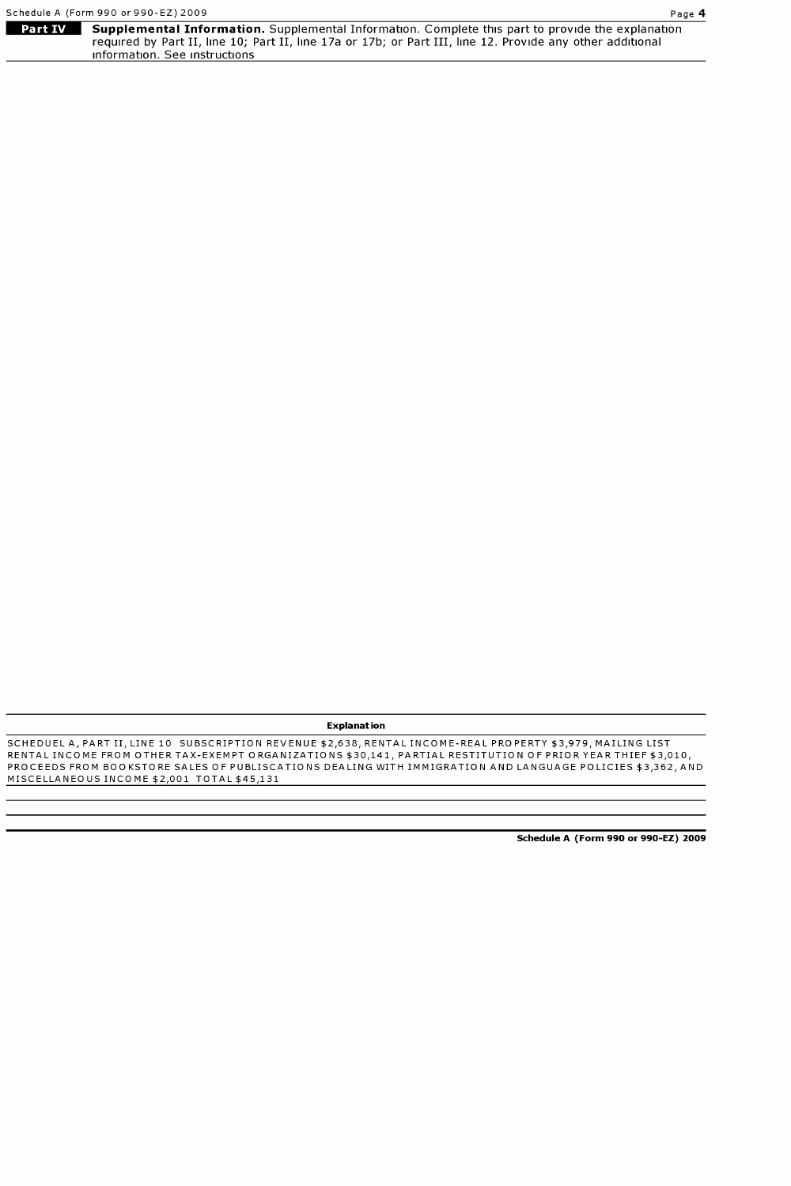**Part IV** **Supplemental Information.** Supplemental Information. Complete this part to provide the explanation required by Part II, line 10; Part II, line 17a or 17b; or Part III, line 12. Provide any other additional information. See instructions

| Explanation |
|---|
| SCHEDUEL A, PART II, LINE 10 SUBSCRIPTION REVENUE $2,638, RENTAL INCOME-REAL PROPERTY $3,979, MAILING LIST RENTAL INCOME FROM OTHER TAX-EXEMPT ORGANIZATIONS $30,141, PARTIAL RESTITUTION OF PRIOR YEAR THIEF $3,010, PROCEEDS FROM BOOKSTORE SALES OF PUBLISCATIONS DEALING WITH IMMIGRATION AND LANGUAGE POLICIES $3,362, AND MISCELLANEOUS INCOME $2,001 TOTAL $45,131 |

Schedule A (Form 990 or 990-EZ) 2009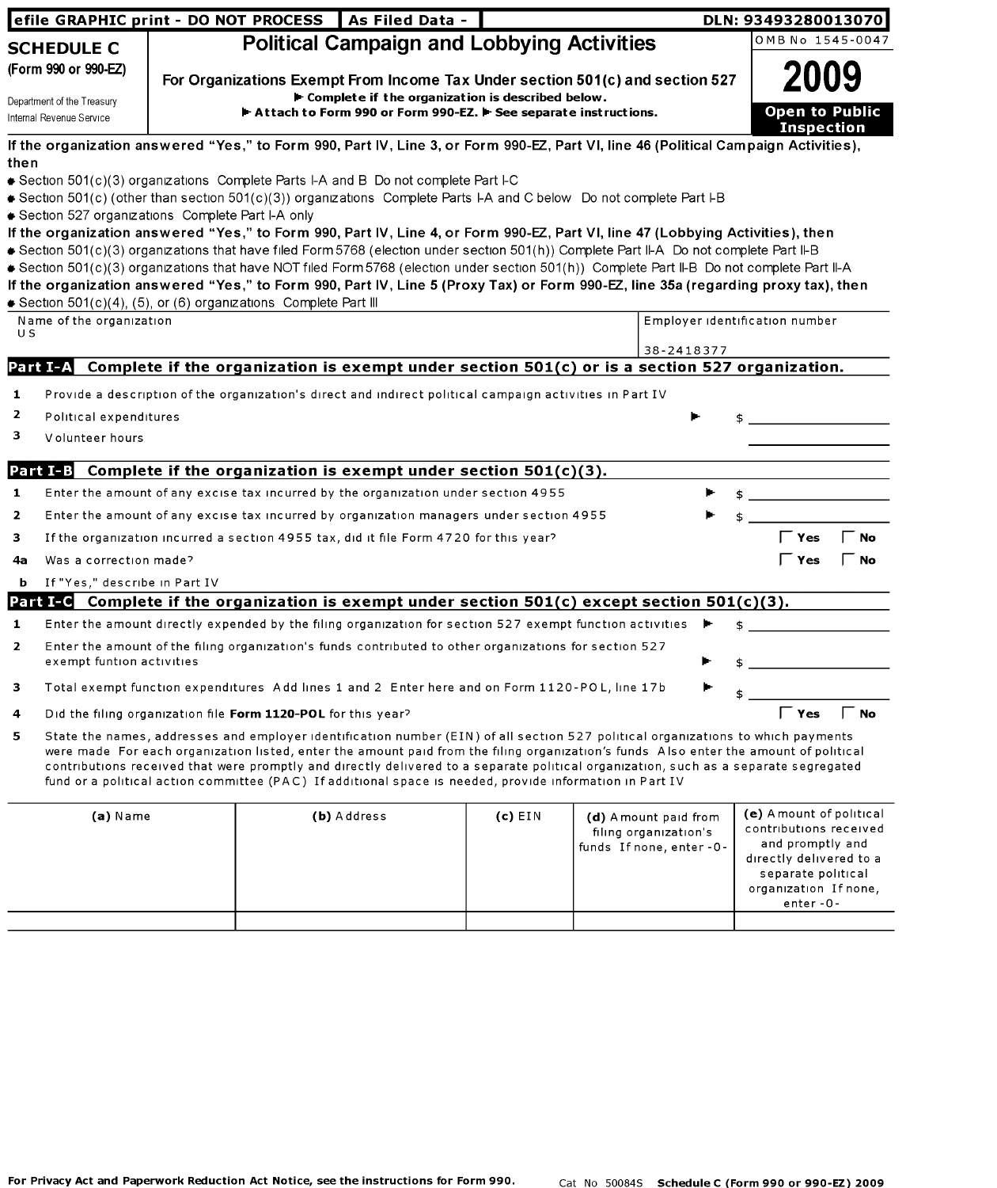efile GRAPHIC print - DO NOT PROCESS | As Filed Data - | DLN: 93493280013070

# SCHEDULE C (Form 990 or 990-EZ)

Department of the Treasury
Internal Revenue Service

## Political Campaign and Lobbying Activities

For Organizations Exempt From Income Tax Under section 501(c) and section 527

▶ Complete if the organization is described below.
▶ Attach to Form 990 or Form 990-EZ. ▶ See separate instructions.

OMB No 1545-0047

**2009**

**Open to Public Inspection**

**If the organization answered "Yes," to Form 990, Part IV, Line 3, or Form 990-EZ, Part VI, line 46 (Political Campaign Activities), then**

- Section 501(c)(3) organizations Complete Parts I-A and B Do not complete Part I-C
- Section 501(c) (other than section 501(c)(3)) organizations Complete Parts I-A and C below Do not complete Part I-B
- Section 527 organizations Complete Part I-A only

**If the organization answered "Yes," to Form 990, Part IV, Line 4, or Form 990-EZ, Part VI, line 47 (Lobbying Activities), then**

- Section 501(c)(3) organizations that have filed Form 5768 (election under section 501(h)) Complete Part II-A Do not complete Part II-B
- Section 501(c)(3) organizations that have NOT filed Form 5768 (election under section 501(h)) Complete Part II-B Do not complete Part II-A

**If the organization answered "Yes," to Form 990, Part IV, Line 5 (Proxy Tax) or Form 990-EZ, line 35a (regarding proxy tax), then**

- Section 501(c)(4), (5), or (6) organizations Complete Part III

| Name of the organization | Employer identification number |
|---|---|
| U S | 38-2418377 |

## Part I-A Complete if the organization is exempt under section 501(c) or is a section 527 organization.

1 Provide a description of the organization's direct and indirect political campaign activities in Part IV

2 Political expenditures ▶ $

3 Volunteer hours

## Part I-B Complete if the organization is exempt under section 501(c)(3).

1 Enter the amount of any excise tax incurred by the organization under section 4955 ▶ $

2 Enter the amount of any excise tax incurred by organization managers under section 4955 ▶ $

3 If the organization incurred a section 4955 tax, did it file Form 4720 for this year? ☐ Yes ☐ No

4a Was a correction made? ☐ Yes ☐ No

b If "Yes," describe in Part IV

## Part I-C Complete if the organization is exempt under section 501(c) except section 501(c)(3).

1 Enter the amount directly expended by the filing organization for section 527 exempt function activities ▶ $

2 Enter the amount of the filing organization's funds contributed to other organizations for section 527 exempt funtion activities ▶ $

3 Total exempt function expenditures Add lines 1 and 2 Enter here and on Form 1120-POL, line 17b ▶ $

4 Did the filing organization file **Form 1120-POL** for this year? ☐ Yes ☐ No

5 State the names, addresses and employer identification number (EIN) of all section 527 political organizations to which payments were made For each organization listed, enter the amount paid from the filing organization's funds Also enter the amount of political contributions received that were promptly and directly delivered to a separate political organization, such as a separate segregated fund or a political action committee (PAC) If additional space is needed, provide information in Part IV

| (a) Name | (b) Address | (c) EIN | (d) Amount paid from filing organization's funds If none, enter -0- | (e) Amount of political contributions received and promptly and directly delivered to a separate political organization If none, enter -0- |
|---|---|---|---|---|
| | | | | |

For Privacy Act and Paperwork Reduction Act Notice, see the instructions for Form 990. Cat No 50084S Schedule C (Form 990 or 990-EZ) 2009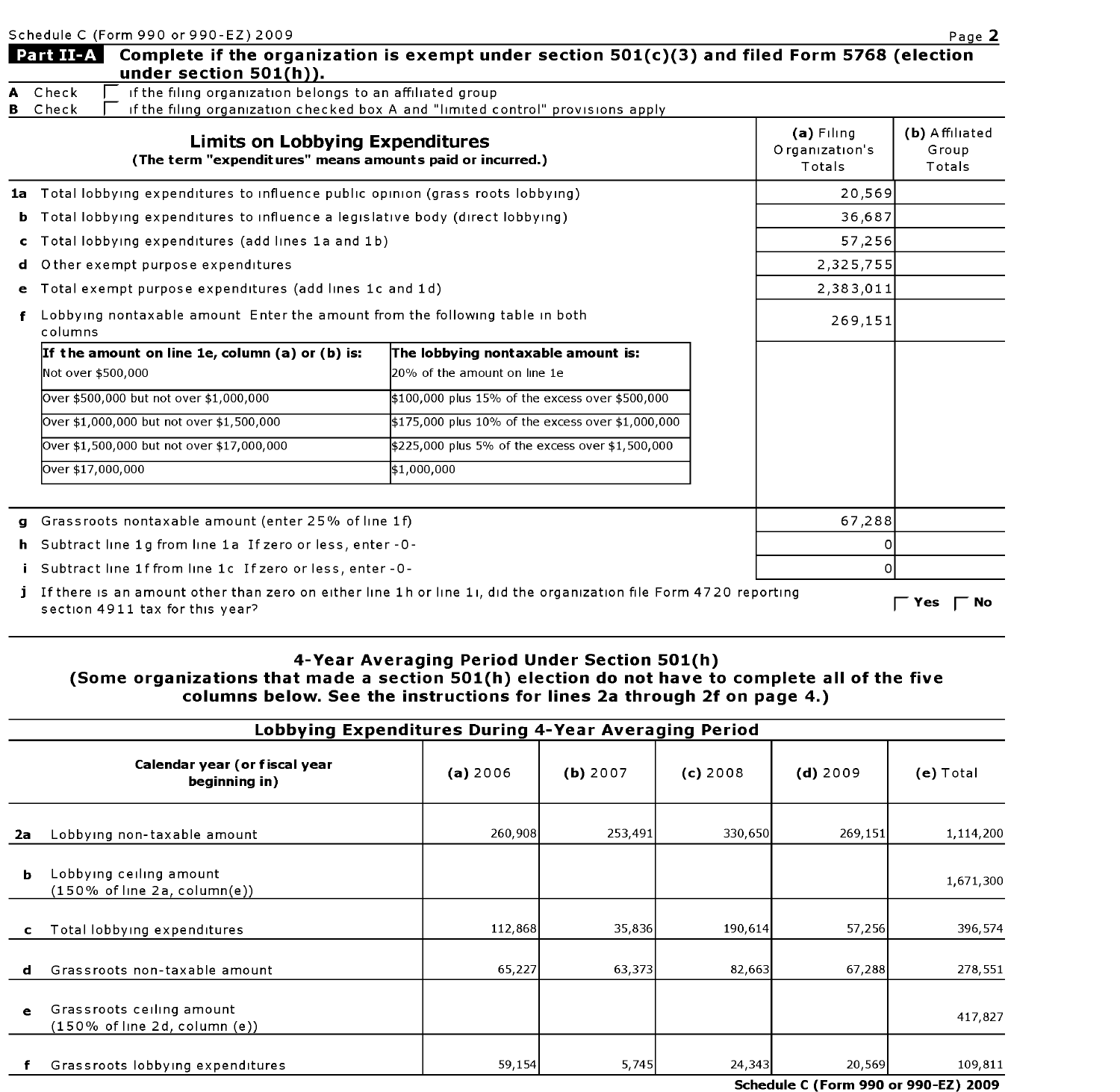Schedule C (Form 990 or 990-EZ) 2009

## Part II-A Complete if the organization is exempt under section 501(c)(3) and filed Form 5768 (election under section 501(h)).

**A** Check ☐ if the filing organization belongs to an affiliated group
**B** Check ☐ if the filing organization checked box A and "limited control" provisions apply

| | **Limits on Lobbying Expenditures** (The term "expenditures" means amounts paid or incurred.) | **(a)** Filing Organization's Totals | **(b)** Affiliated Group Totals |
|---|---|---|---|
| **1a** | Total lobbying expenditures to influence public opinion (grass roots lobbying) | 20,569 | |
| **b** | Total lobbying expenditures to influence a legislative body (direct lobbying) | 36,687 | |
| **c** | Total lobbying expenditures (add lines 1a and 1b) | 57,256 | |
| **d** | Other exempt purpose expenditures | 2,325,755 | |
| **e** | Total exempt purpose expenditures (add lines 1c and 1d) | 2,383,011 | |
| **f** | Lobbying nontaxable amount Enter the amount from the following table in both columns | 269,151 | |

| If the amount on line 1e, column (a) or (b) is: | The lobbying nontaxable amount is: |
|---|---|
| Not over $500,000 | 20% of the amount on line 1e |
| Over $500,000 but not over $1,000,000 | $100,000 plus 15% of the excess over $500,000 |
| Over $1,000,000 but not over $1,500,000 | $175,000 plus 10% of the excess over $1,000,000 |
| Over $1,500,000 but not over $17,000,000 | $225,000 plus 5% of the excess over $1,500,000 |
| Over $17,000,000 | $1,000,000 |

| | | (a) | (b) |
|---|---|---|---|
| **g** | Grassroots nontaxable amount (enter 25% of line 1f) | 67,288 | |
| **h** | Subtract line 1g from line 1a If zero or less, enter -0- | 0 | |
| **i** | Subtract line 1f from line 1c If zero or less, enter -0- | 0 | |

**j** If there is an amount other than zero on either line 1h or line 1i, did the organization file Form 4720 reporting section 4911 tax for this year? ☐ **Yes** ☐ **No**

### 4-Year Averaging Period Under Section 501(h)
### (Some organizations that made a section 501(h) election do not have to complete all of the five columns below. See the instructions for lines 2a through 2f on page 4.)

**Lobbying Expenditures During 4-Year Averaging Period**

| | Calendar year (or fiscal year beginning in) | **(a)** 2006 | **(b)** 2007 | **(c)** 2008 | **(d)** 2009 | **(e)** Total |
|---|---|---|---|---|---|---|
| **2a** | Lobbying non-taxable amount | 260,908 | 253,491 | 330,650 | 269,151 | 1,114,200 |
| **b** | Lobbying ceiling amount (150% of line 2a, column(e)) | | | | | 1,671,300 |
| **c** | Total lobbying expenditures | 112,868 | 35,836 | 190,614 | 57,256 | 396,574 |
| **d** | Grassroots non-taxable amount | 65,227 | 63,373 | 82,663 | 67,288 | 278,551 |
| **e** | Grassroots ceiling amount (150% of line 2d, column (e)) | | | | | 417,827 |
| **f** | Grassroots lobbying expenditures | 59,154 | 5,745 | 24,343 | 20,569 | 109,811 |

**Schedule C (Form 990 or 990-EZ) 2009**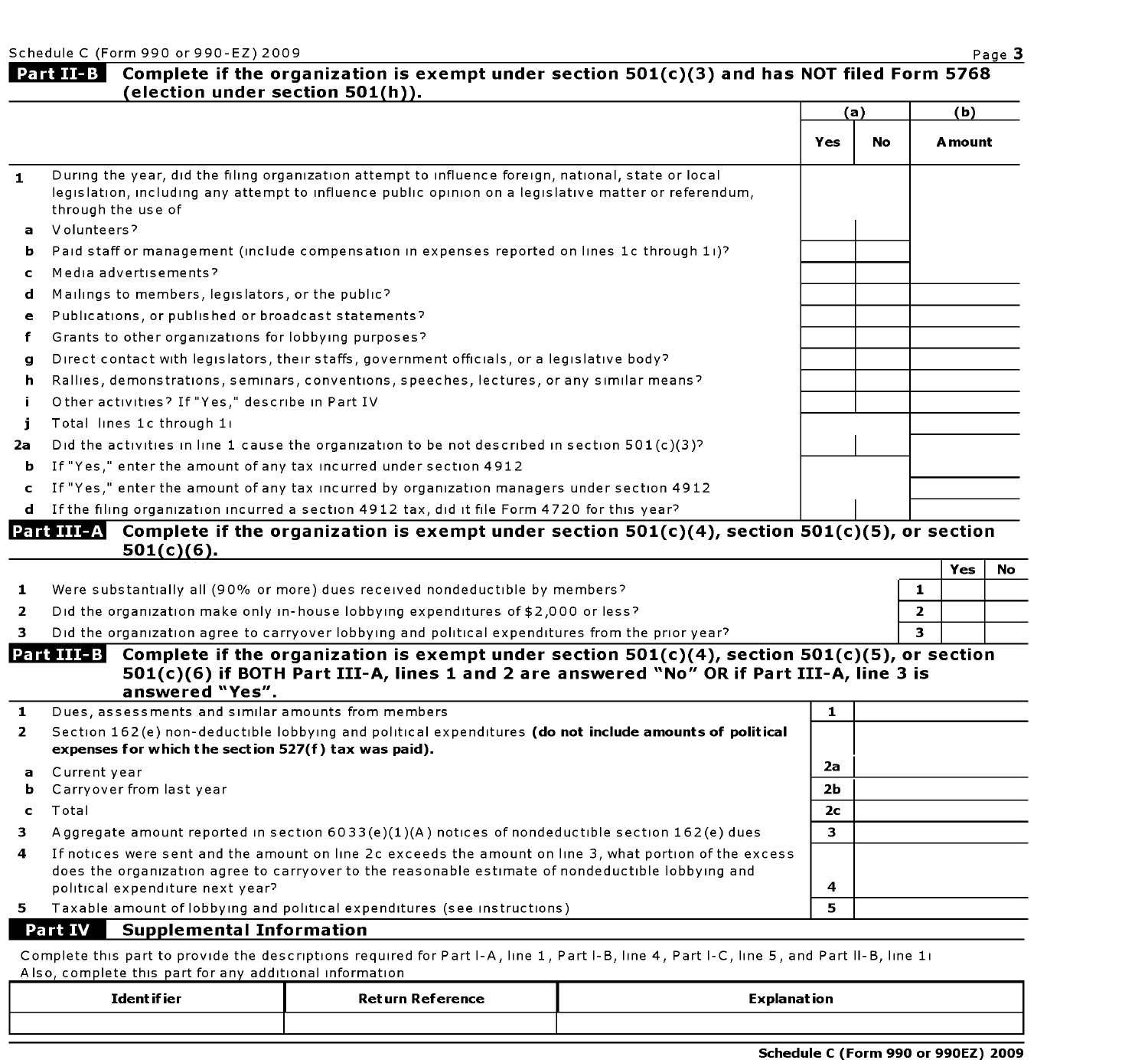Schedule C (Form 990 or 990-EZ) 2009

## Part II-B Complete if the organization is exempt under section 501(c)(3) and has NOT filed Form 5768 (election under section 501(h)).

| | | (a) | | (b) |
|---|---|---|---|---|
| | | Yes | No | Amount |
| 1 | During the year, did the filing organization attempt to influence foreign, national, state or local legislation, including any attempt to influence public opinion on a legislative matter or referendum, through the use of | | | |
| a | Volunteers? | | | |
| b | Paid staff or management (include compensation in expenses reported on lines 1c through 1i)? | | | |
| c | Media advertisements? | | | |
| d | Mailings to members, legislators, or the public? | | | |
| e | Publications, or published or broadcast statements? | | | |
| f | Grants to other organizations for lobbying purposes? | | | |
| g | Direct contact with legislators, their staffs, government officials, or a legislative body? | | | |
| h | Rallies, demonstrations, seminars, conventions, speeches, lectures, or any similar means? | | | |
| i | Other activities? If "Yes," describe in Part IV | | | |
| j | Total lines 1c through 1i | | | |
| 2a | Did the activities in line 1 cause the organization to be not described in section 501(c)(3)? | | | |
| b | If "Yes," enter the amount of any tax incurred under section 4912 | | | |
| c | If "Yes," enter the amount of any tax incurred by organization managers under section 4912 | | | |
| d | If the filing organization incurred a section 4912 tax, did it file Form 4720 for this year? | | | |

## Part III-A Complete if the organization is exempt under section 501(c)(4), section 501(c)(5), or section 501(c)(6).

| | | | Yes | No |
|---|---|---|---|---|
| 1 | Were substantially all (90% or more) dues received nondeductible by members? | 1 | | |
| 2 | Did the organization make only in-house lobbying expenditures of $2,000 or less? | 2 | | |
| 3 | Did the organization agree to carryover lobbying and political expenditures from the prior year? | 3 | | |

## Part III-B Complete if the organization is exempt under section 501(c)(4), section 501(c)(5), or section 501(c)(6) if BOTH Part III-A, lines 1 and 2 are answered "No" OR if Part III-A, line 3 is answered "Yes".

| | | | |
|---|---|---|---|
| 1 | Dues, assessments and similar amounts from members | 1 | |
| 2 | Section 162(e) non-deductible lobbying and political expenditures **(do not include amounts of political expenses for which the section 527(f) tax was paid).** | | |
| a | Current year | 2a | |
| b | Carryover from last year | 2b | |
| c | Total | 2c | |
| 3 | Aggregate amount reported in section 6033(e)(1)(A) notices of nondeductible section 162(e) dues | 3 | |
| 4 | If notices were sent and the amount on line 2c exceeds the amount on line 3, what portion of the excess does the organization agree to carryover to the reasonable estimate of nondeductible lobbying and political expenditure next year? | 4 | |
| 5 | Taxable amount of lobbying and political expenditures (see instructions) | 5 | |

## Part IV Supplemental Information

Complete this part to provide the descriptions required for Part I-A, line 1, Part I-B, line 4, Part I-C, line 5, and Part II-B, line 1i
Also, complete this part for any additional information

| Identifier | Return Reference | Explanation |
|---|---|---|
| | | |

Schedule C (Form 990 or 990EZ) 2009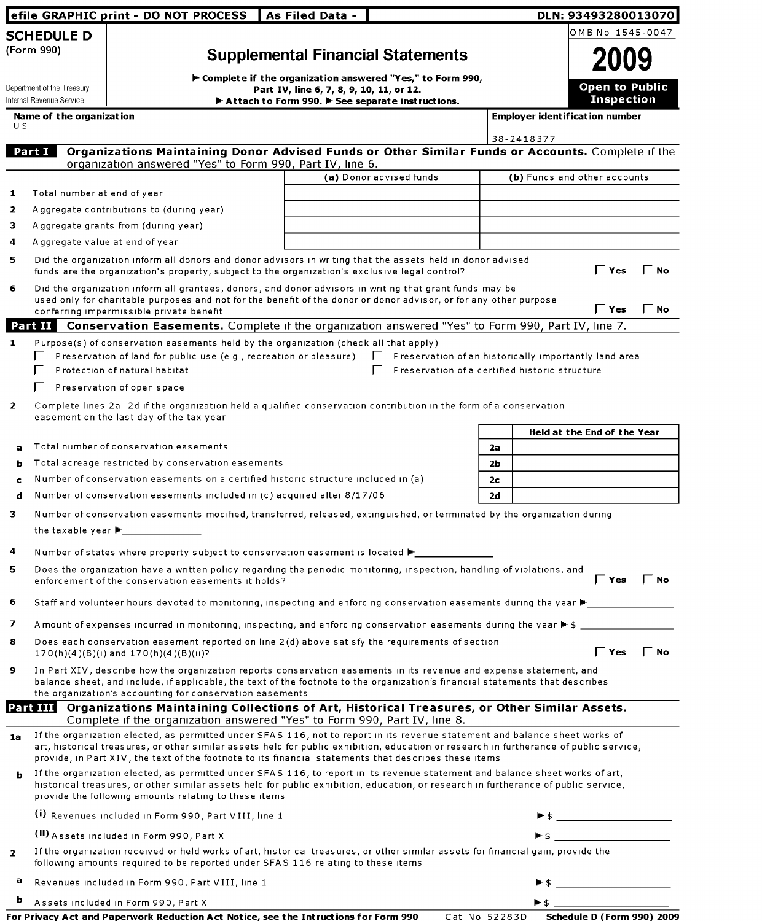efile GRAPHIC print - DO NOT PROCESS | As Filed Data - | DLN: 93493280013070

# SCHEDULE D (Form 990)

## Supplemental Financial Statements

OMB No 1545-0047

**2009**

**Open to Public Inspection**

Department of the Treasury
Internal Revenue Service

▶ Complete if the organization answered "Yes," to Form 990, Part IV, line 6, 7, 8, 9, 10, 11, or 12.
▶ Attach to Form 990. ▶ See separate instructions.

**Name of the organization**
US

**Employer identification number**
38-2418377

### Part I Organizations Maintaining Donor Advised Funds or Other Similar Funds or Accounts. Complete if the organization answered "Yes" to Form 990, Part IV, line 6.

| | | (a) Donor advised funds | (b) Funds and other accounts |
|---|---|---|---|
| 1 | Total number at end of year | | |
| 2 | Aggregate contributions to (during year) | | |
| 3 | Aggregate grants from (during year) | | |
| 4 | Aggregate value at end of year | | |

5 Did the organization inform all donors and donor advisors in writing that the assets held in donor advised funds are the organization's property, subject to the organization's exclusive legal control? ☐ Yes ☐ No

6 Did the organization inform all grantees, donors, and donor advisors in writing that grant funds may be used only for charitable purposes and not for the benefit of the donor or donor advisor, or for any other purpose conferring impermissible private benefit ☐ Yes ☐ No

### Part II Conservation Easements. Complete if the organization answered "Yes" to Form 990, Part IV, line 7.

1 Purpose(s) of conservation easements held by the organization (check all that apply)

☐ Preservation of land for public use (e g , recreation or pleasure) ☐ Preservation of an historically importantly land area
☐ Protection of natural habitat ☐ Preservation of a certified historic structure
☐ Preservation of open space

2 Complete lines 2a–2d if the organization held a qualified conservation contribution in the form of a conservation easement on the last day of the tax year

| | | | Held at the End of the Year |
|---|---|---|---|
| a | Total number of conservation easements | 2a | |
| b | Total acreage restricted by conservation easements | 2b | |
| c | Number of conservation easements on a certified historic structure included in (a) | 2c | |
| d | Number of conservation easements included in (c) acquired after 8/17/06 | 2d | |

3 Number of conservation easements modified, transferred, released, extinguished, or terminated by the organization during the taxable year ▶\_\_\_\_\_\_\_\_\_\_

4 Number of states where property subject to conservation easement is located ▶\_\_\_\_\_\_\_\_\_\_

5 Does the organization have a written policy regarding the periodic monitoring, inspection, handling of violations, and enforcement of the conservation easements it holds? ☐ Yes ☐ No

6 Staff and volunteer hours devoted to monitoring, inspecting and enforcing conservation easements during the year ▶\_\_\_\_\_\_\_\_\_\_

7 Amount of expenses incurred in monitoring, inspecting, and enforcing conservation easements during the year ▶ $ \_\_\_\_\_\_\_\_\_\_

8 Does each conservation easement reported on line 2(d) above satisfy the requirements of section 170(h)(4)(B)(i) and 170(h)(4)(B)(ii)? ☐ Yes ☐ No

9 In Part XIV, describe how the organization reports conservation easements in its revenue and expense statement, and balance sheet, and include, if applicable, the text of the footnote to the organization's financial statements that describes the organization's accounting for conservation easements

### Part III Organizations Maintaining Collections of Art, Historical Treasures, or Other Similar Assets. Complete if the organization answered "Yes" to Form 990, Part IV, line 8.

1a If the organization elected, as permitted under SFAS 116, not to report in its revenue statement and balance sheet works of art, historical treasures, or other similar assets held for public exhibition, education or research in furtherance of public service, provide, in Part XIV, the text of the footnote to its financial statements that describes these items

b If the organization elected, as permitted under SFAS 116, to report in its revenue statement and balance sheet works of art, historical treasures, or other similar assets held for public exhibition, education, or research in furtherance of public service, provide the following amounts relating to these items

(i) Revenues included in Form 990, Part VIII, line 1 ▶ $ \_\_\_\_\_\_\_\_\_\_

(ii) Assets included in Form 990, Part X ▶ $ \_\_\_\_\_\_\_\_\_\_

2 If the organization received or held works of art, historical treasures, or other similar assets for financial gain, provide the following amounts required to be reported under SFAS 116 relating to these items

a Revenues included in Form 990, Part VIII, line 1 ▶ $ \_\_\_\_\_\_\_\_\_\_

b Assets included in Form 990, Part X ▶ $ \_\_\_\_\_\_\_\_\_\_

For Privacy Act and Paperwork Reduction Act Notice, see the Instructions for Form 990 Cat No 52283D Schedule D (Form 990) 2009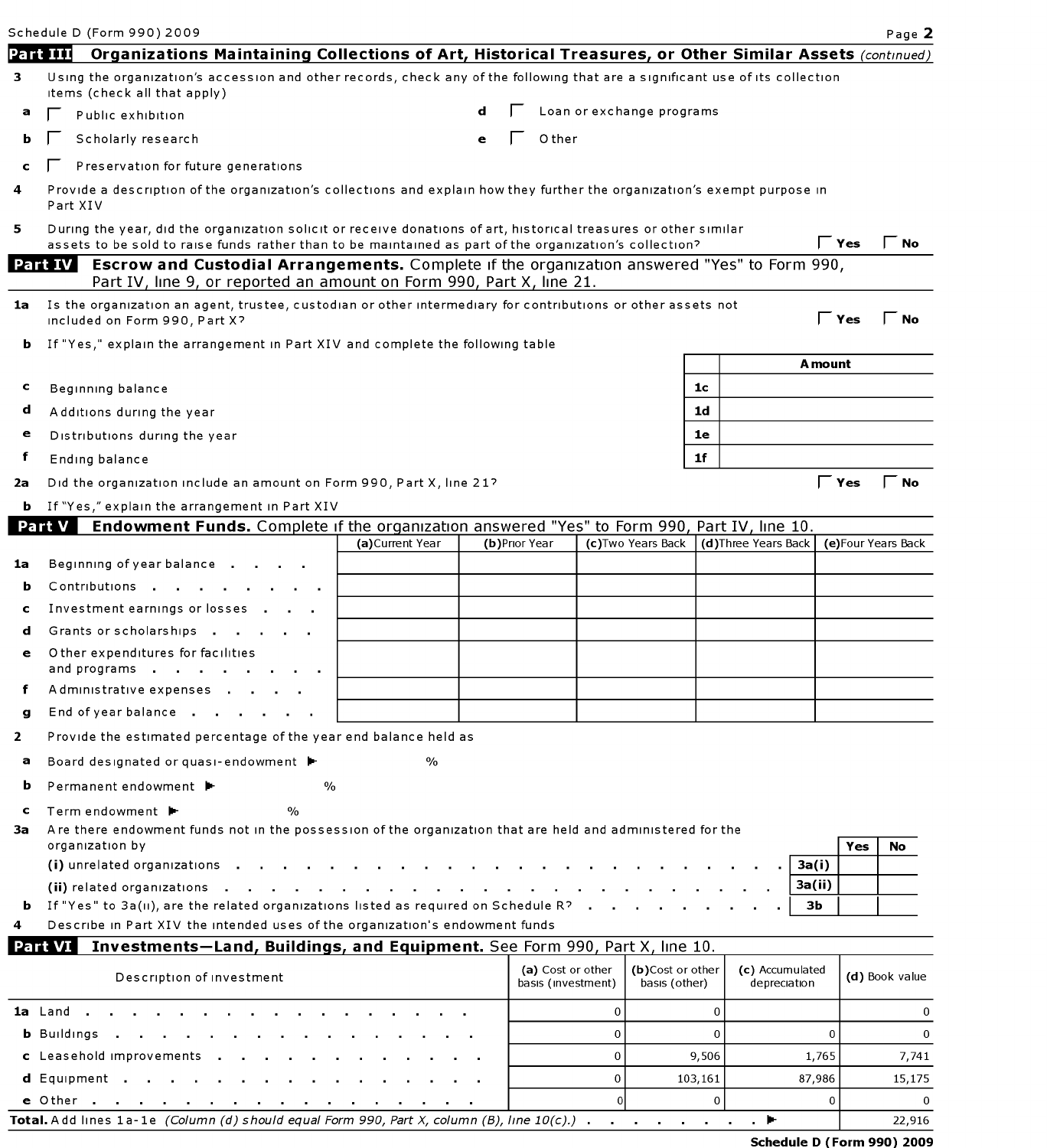Schedule D (Form 990) 2009

## Part III Organizations Maintaining Collections of Art, Historical Treasures, or Other Similar Assets *(continued)*

**3** Using the organization's accession and other records, check any of the following that are a significant use of its collection items (check all that apply)

- **a** ☐ Public exhibition
- **b** ☐ Scholarly research
- **c** ☐ Preservation for future generations
- **d** ☐ Loan or exchange programs
- **e** ☐ Other

**4** Provide a description of the organization's collections and explain how they further the organization's exempt purpose in Part XIV

**5** During the year, did the organization solicit or receive donations of art, historical treasures or other similar assets to be sold to raise funds rather than to be maintained as part of the organization's collection? ☐ Yes ☐ No

## Part IV Escrow and Custodial Arrangements. Complete if the organization answered "Yes" to Form 990, Part IV, line 9, or reported an amount on Form 990, Part X, line 21.

**1a** Is the organization an agent, trustee, custodian or other intermediary for contributions or other assets not included on Form 990, Part X? ☐ Yes ☐ No

**b** If "Yes," explain the arrangement in Part XIV and complete the following table

| | | | Amount |
|---|---|---|---|
| c | Beginning balance | 1c | |
| d | Additions during the year | 1d | |
| e | Distributions during the year | 1e | |
| f | Ending balance | 1f | |

**2a** Did the organization include an amount on Form 990, Part X, line 21? ☐ Yes ☐ No

**b** If "Yes," explain the arrangement in Part XIV

## Part V Endowment Funds. Complete if the organization answered "Yes" to Form 990, Part IV, line 10.

| | | (a) Current Year | (b) Prior Year | (c) Two Years Back | (d) Three Years Back | (e) Four Years Back |
|---|---|---|---|---|---|---|
| 1a | Beginning of year balance | | | | | |
| b | Contributions | | | | | |
| c | Investment earnings or losses | | | | | |
| d | Grants or scholarships | | | | | |
| e | Other expenditures for facilities and programs | | | | | |
| f | Administrative expenses | | | | | |
| g | End of year balance | | | | | |

**2** Provide the estimated percentage of the year end balance held as

- **a** Board designated or quasi-endowment ▶ %
- **b** Permanent endowment ▶ %
- **c** Term endowment ▶ %

**3a** Are there endowment funds not in the possession of the organization that are held and administered for the organization by

| | | | Yes | No |
|---|---|---|---|---|
| | (i) unrelated organizations | 3a(i) | | |
| | (ii) related organizations | 3a(ii) | | |
| b | If "Yes" to 3a(ii), are the related organizations listed as required on Schedule R? | 3b | | |

**4** Describe in Part XIV the intended uses of the organization's endowment funds

## Part VI Investments—Land, Buildings, and Equipment. See Form 990, Part X, line 10.

| Description of investment | (a) Cost or other basis (investment) | (b) Cost or other basis (other) | (c) Accumulated depreciation | (d) Book value |
|---|---|---|---|---|
| 1a Land | 0 | 0 | | 0 |
| b Buildings | 0 | 0 | 0 | 0 |
| c Leasehold improvements | 0 | 9,506 | 1,765 | 7,741 |
| d Equipment | 0 | 103,161 | 87,986 | 15,175 |
| e Other | 0 | 0 | 0 | 0 |
| **Total.** Add lines 1a-1e *(Column (d) should equal Form 990, Part X, column (B), line 10(c).)* ▶ | | | | 22,916 |

**Schedule D (Form 990) 2009**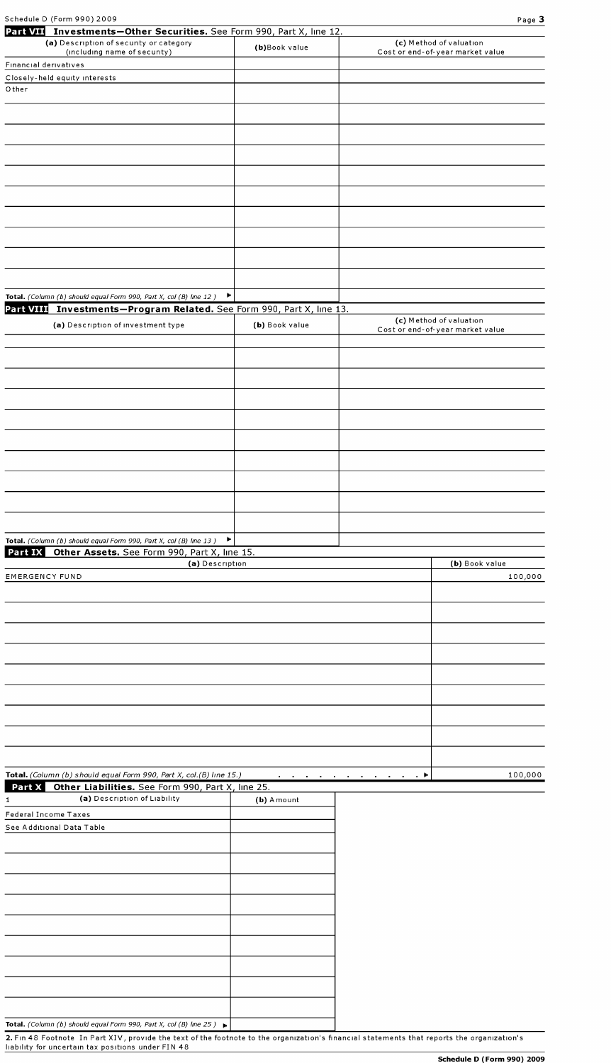## Part VII Investments—Other Securities. See Form 990, Part X, line 12.

| (a) Description of security or category (including name of security) | (b) Book value | (c) Method of valuation Cost or end-of-year market value |
|---|---|---|
| Financial derivatives | | |
| Closely-held equity interests | | |
| Other | | |
| | | |
| | | |
| | | |
| | | |
| | | |
| | | |
| | | |
| | | |
| | | |
| **Total.** *(Column (b) should equal Form 990, Part X, col (B) line 12.)* ▶ | | |

## Part VIII Investments—Program Related. See Form 990, Part X, line 13.

| (a) Description of investment type | (b) Book value | (c) Method of valuation Cost or end-of-year market value |
|---|---|---|
| | | |
| | | |
| | | |
| | | |
| | | |
| | | |
| | | |
| | | |
| | | |
| | | |
| **Total.** *(Column (b) should equal Form 990, Part X, col (B) line 13.)* ▶ | | |

## Part IX Other Assets. See Form 990, Part X, line 15.

| (a) Description | (b) Book value |
|---|---|
| EMERGENCY FUND | 100,000 |
| | |
| | |
| | |
| | |
| | |
| | |
| | |
| | |
| | |
| **Total.** *(Column (b) should equal Form 990, Part X, col.(B) line 15.)* . . . . . . . . . . . ▶ | 100,000 |

## Part X Other Liabilities. See Form 990, Part X, line 25.

| 1 (a) Description of Liability | (b) Amount |
|---|---|
| Federal Income Taxes | |
| See Additional Data Table | |
| | |
| | |
| | |
| | |
| | |
| | |
| | |
| | |
| | |
| **Total.** *(Column (b) should equal Form 990, Part X, col (B) line 25.)* ▶ | |

**2.** Fin 48 Footnote In Part XIV, provide the text of the footnote to the organization's financial statements that reports the organization's liability for uncertain tax positions under FIN 48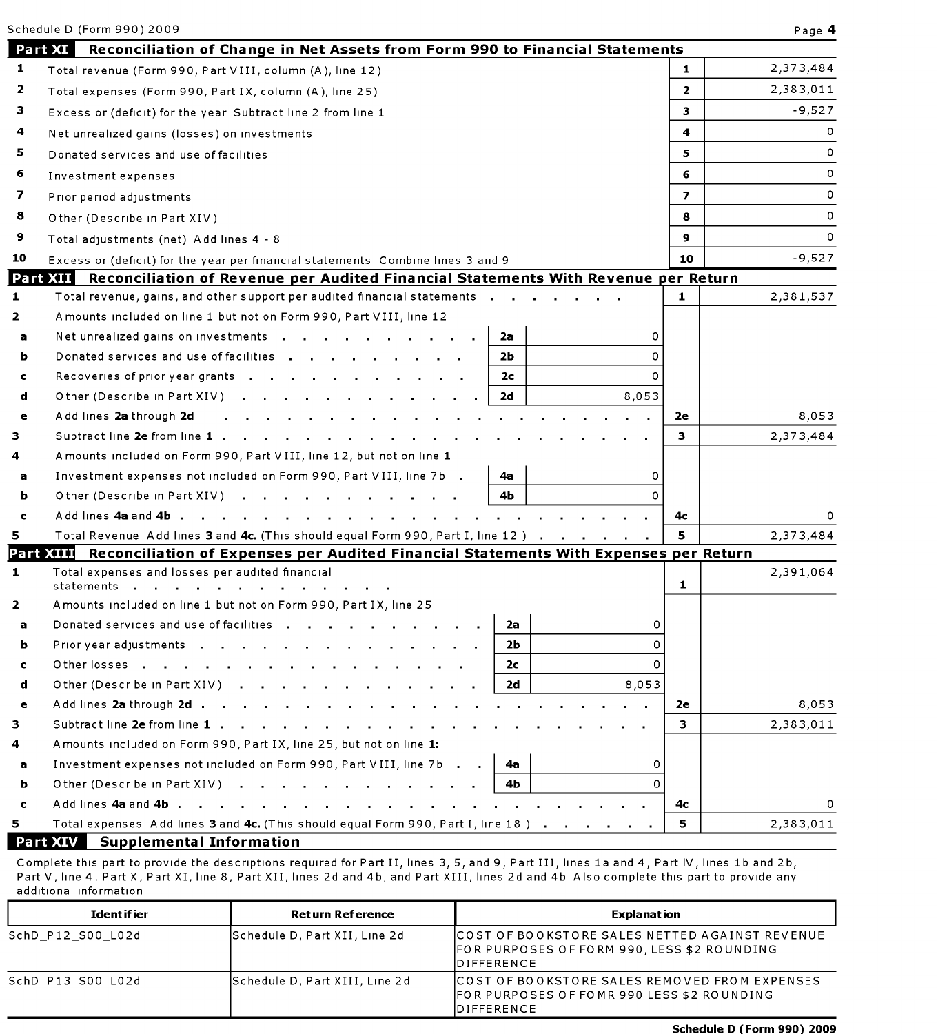Schedule D (Form 990) 2009 Page **4**

## Part XI Reconciliation of Change in Net Assets from Form 990 to Financial Statements

| | | | |
|---|---|---|---|
| 1 | Total revenue (Form 990, Part VIII, column (A), line 12) | 1 | 2,373,484 |
| 2 | Total expenses (Form 990, Part IX, column (A), line 25) | 2 | 2,383,011 |
| 3 | Excess or (deficit) for the year Subtract line 2 from line 1 | 3 | -9,527 |
| 4 | Net unrealized gains (losses) on investments | 4 | 0 |
| 5 | Donated services and use of facilities | 5 | 0 |
| 6 | Investment expenses | 6 | 0 |
| 7 | Prior period adjustments | 7 | 0 |
| 8 | Other (Describe in Part XIV) | 8 | 0 |
| 9 | Total adjustments (net) Add lines 4 - 8 | 9 | 0 |
| 10 | Excess or (deficit) for the year per financial statements Combine lines 3 and 9 | 10 | -9,527 |

## Part XII Reconciliation of Revenue per Audited Financial Statements With Revenue per Return

| | | | | | |
|---|---|---|---|---|---|
| 1 | Total revenue, gains, and other support per audited financial statements | | | 1 | 2,381,537 |
| 2 | Amounts included on line 1 but not on Form 990, Part VIII, line 12 | | | | |
| a | Net unrealized gains on investments | 2a | 0 | | |
| b | Donated services and use of facilities | 2b | 0 | | |
| c | Recoveries of prior year grants | 2c | 0 | | |
| d | Other (Describe in Part XIV) | 2d | 8,053 | | |
| e | Add lines **2a** through **2d** | | | 2e | 8,053 |
| 3 | Subtract line **2e** from line **1** | | | 3 | 2,373,484 |
| 4 | Amounts included on Form 990, Part VIII, line 12, but not on line **1** | | | | |
| a | Investment expenses not included on Form 990, Part VIII, line 7b | 4a | 0 | | |
| b | Other (Describe in Part XIV) | 4b | 0 | | |
| c | Add lines **4a** and **4b** | | | 4c | 0 |
| 5 | Total Revenue Add lines **3** and **4c.** (This should equal Form 990, Part I, line 12 ) | | | 5 | 2,373,484 |

## Part XIII Reconciliation of Expenses per Audited Financial Statements With Expenses per Return

| | | | | | |
|---|---|---|---|---|---|
| 1 | Total expenses and losses per audited financial statements | | | 1 | 2,391,064 |
| 2 | Amounts included on line 1 but not on Form 990, Part IX, line 25 | | | | |
| a | Donated services and use of facilities | 2a | 0 | | |
| b | Prior year adjustments | 2b | 0 | | |
| c | Other losses | 2c | 0 | | |
| d | Other (Describe in Part XIV) | 2d | 8,053 | | |
| e | Add lines **2a** through **2d** | | | 2e | 8,053 |
| 3 | Subtract line **2e** from line **1** | | | 3 | 2,383,011 |
| 4 | Amounts included on Form 990, Part IX, line 25, but not on line **1:** | | | | |
| a | Investment expenses not included on Form 990, Part VIII, line 7b | 4a | 0 | | |
| b | Other (Describe in Part XIV) | 4b | 0 | | |
| c | Add lines **4a** and **4b** | | | 4c | 0 |
| 5 | Total expenses Add lines **3** and **4c.** (This should equal Form 990, Part I, line 18 ) | | | 5 | 2,383,011 |

## Part XIV Supplemental Information

Complete this part to provide the descriptions required for Part II, lines 3, 5, and 9, Part III, lines 1a and 4, Part IV, lines 1b and 2b, Part V, line 4, Part X, Part XI, line 8, Part XII, lines 2d and 4b, and Part XIII, lines 2d and 4b Also complete this part to provide any additional information

| Identifier | Return Reference | Explanation |
|---|---|---|
| SchD_P12_S00_L02d | Schedule D, Part XII, Line 2d | COST OF BOOKSTORE SALES NETTED AGAINST REVENUE FOR PURPOSES OF FORM 990, LESS $2 ROUNDING DIFFERENCE |
| SchD_P13_S00_L02d | Schedule D, Part XIII, Line 2d | COST OF BOOKSTORE SALES REMOVED FROM EXPENSES FOR PURPOSES OF FOMR 990 LESS $2 ROUNDING DIFFERENCE |

**Schedule D (Form 990) 2009**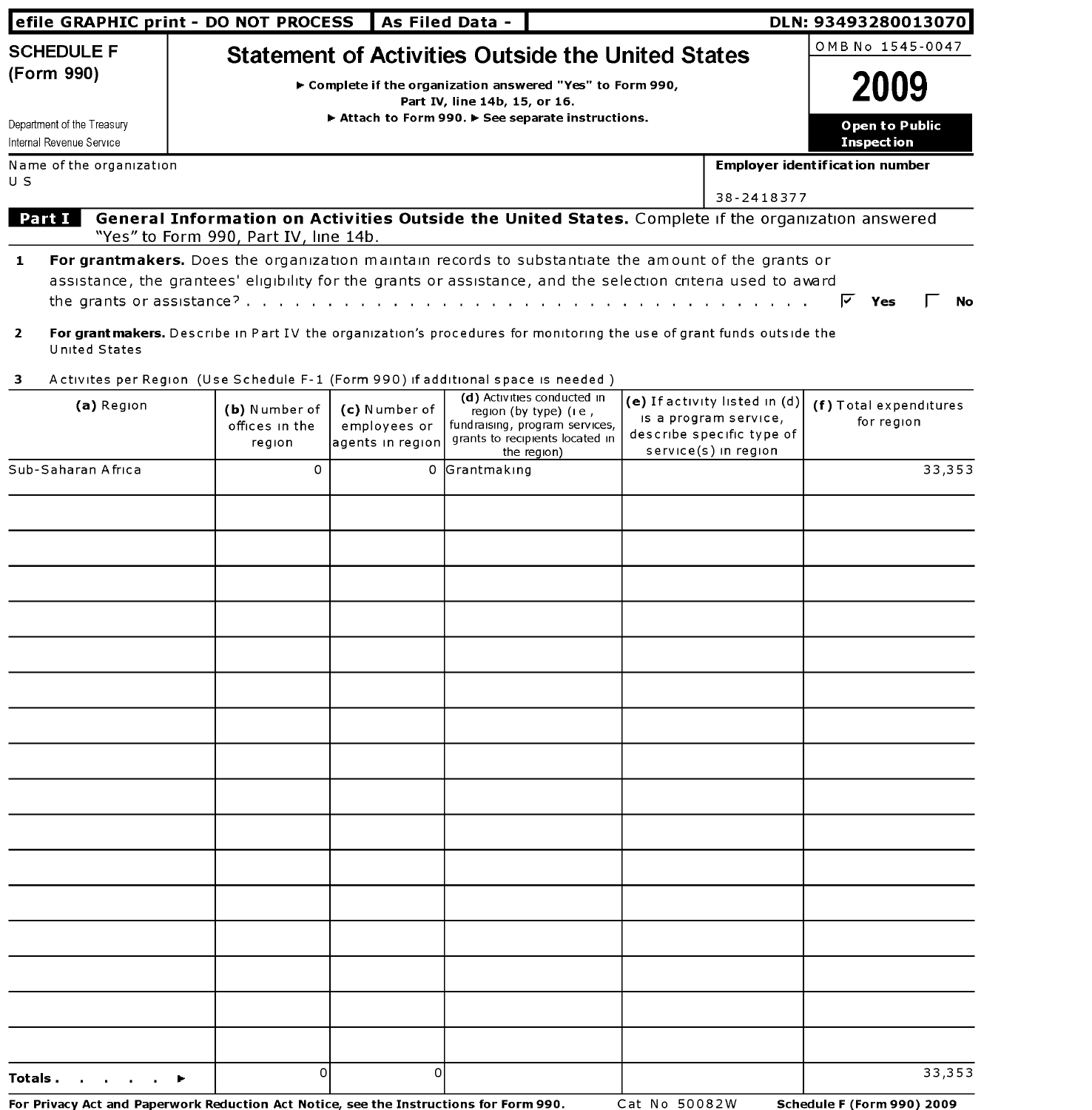efile GRAPHIC print - DO NOT PROCESS | As Filed Data - | DLN: 93493280013070

**SCHEDULE F (Form 990)**

Department of the Treasury
Internal Revenue Service

# Statement of Activities Outside the United States

▶ Complete if the organization answered "Yes" to Form 990, Part IV, line 14b, 15, or 16.
▶ Attach to Form 990. ▶ See separate instructions.

OMB No 1545-0047

**2009**

**Open to Public Inspection**

Name of the organization
U S

**Employer identification number**
38-2418377

**Part I** **General Information on Activities Outside the United States.** Complete if the organization answered "Yes" to Form 990, Part IV, line 14b.

1 **For grantmakers.** Does the organization maintain records to substantiate the amount of the grants or assistance, the grantees' eligibility for the grants or assistance, and the selection criteria used to award the grants or assistance? . . . . . . . . . . . . . . . . . . . . . . . . . . . . . . . . . . . ☑ **Yes** ☐ **No**

2 **For grantmakers.** Describe in Part IV the organization's procedures for monitoring the use of grant funds outside the United States

3 Activites per Region (Use Schedule F-1 (Form 990) if additional space is needed )

| (a) Region | (b) Number of offices in the region | (c) Number of employees or agents in region | (d) Activities conducted in region (by type) (i e , fundraising, program services, grants to recipients located in the region) | (e) If activity listed in (d) is a program service, describe specific type of service(s) in region | (f) Total expenditures for region |
|---|---|---|---|---|---|
| Sub-Saharan Africa | 0 | 0 | Grantmaking | | 33,353 |
| | | | | | |
| | | | | | |
| | | | | | |
| | | | | | |
| | | | | | |
| | | | | | |
| | | | | | |
| | | | | | |
| | | | | | |
| | | | | | |
| | | | | | |
| | | | | | |
| | | | | | |
| | | | | | |
| | | | | | |
| | | | | | |
| **Totals . . . . . . ▶** | 0 | 0 | | | 33,353 |

**For Privacy Act and Paperwork Reduction Act Notice, see the Instructions for Form 990.** Cat No 50082W **Schedule F (Form 990) 2009**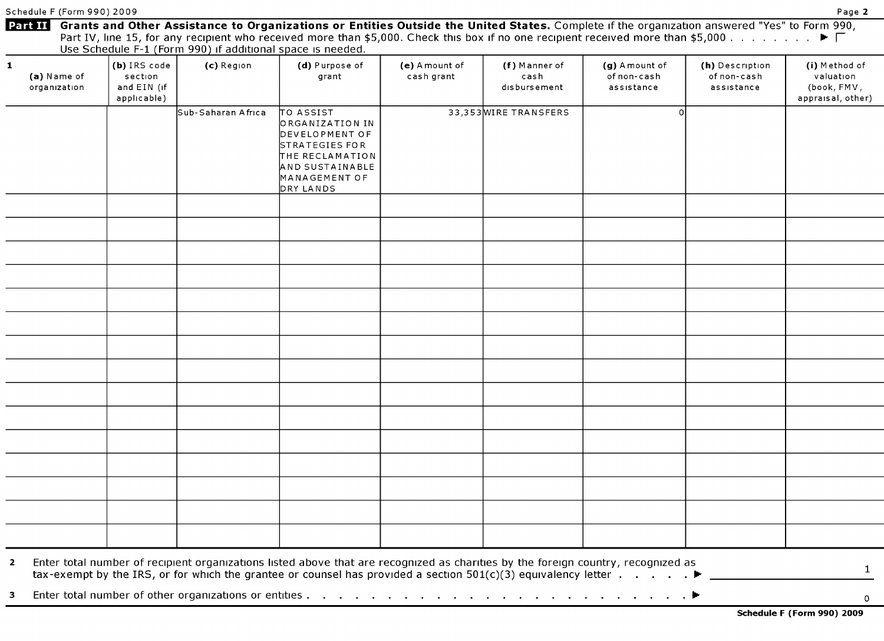**Part II Grants and Other Assistance to Organizations or Entities Outside the United States.** Complete if the organization answered "Yes" to Form 990, Part IV, line 15, for any recipient who received more than $5,000. Check this box if no one recipient received more than $5,000 . . . . . . . . ▶ ☐

Use Schedule F-1 (Form 990) if additional space is needed.

| 1 (a) Name of organization | (b) IRS code section and EIN (if applicable) | (c) Region | (d) Purpose of grant | (e) Amount of cash grant | (f) Manner of cash disbursement | (g) Amount of non-cash assistance | (h) Description of non-cash assistance | (i) Method of valuation (book, FMV, appraisal, other) |
|---|---|---|---|---|---|---|---|---|
| | | Sub-Saharan Africa | TO ASSIST ORGANIZATION IN DEVELOPMENT OF STRATEGIES FOR THE RECLAMATION AND SUSTAINABLE MANAGEMENT OF DRY LANDS | 33,353 | WIRE TRANSFERS | 0 | | |
| | | | | | | | | |
| | | | | | | | | |
| | | | | | | | | |
| | | | | | | | | |
| | | | | | | | | |
| | | | | | | | | |
| | | | | | | | | |
| | | | | | | | | |
| | | | | | | | | |
| | | | | | | | | |
| | | | | | | | | |
| | | | | | | | | |
| | | | | | | | | |
| | | | | | | | | |
| | | | | | | | | |
| | | | | | | | | |
| | | | | | | | | |

**2** Enter total number of recipient organizations listed above that are recognized as charities by the foreign country, recognized as tax-exempt by the IRS, or for which the grantee or counsel has provided a section 501(c)(3) equivalency letter . . . . . ▶ 1

**3** Enter total number of other organizations or entities . . . . . . . . . . . . . . . . . . . . . . . . . ▶ 0

**Schedule F (Form 990) 2009**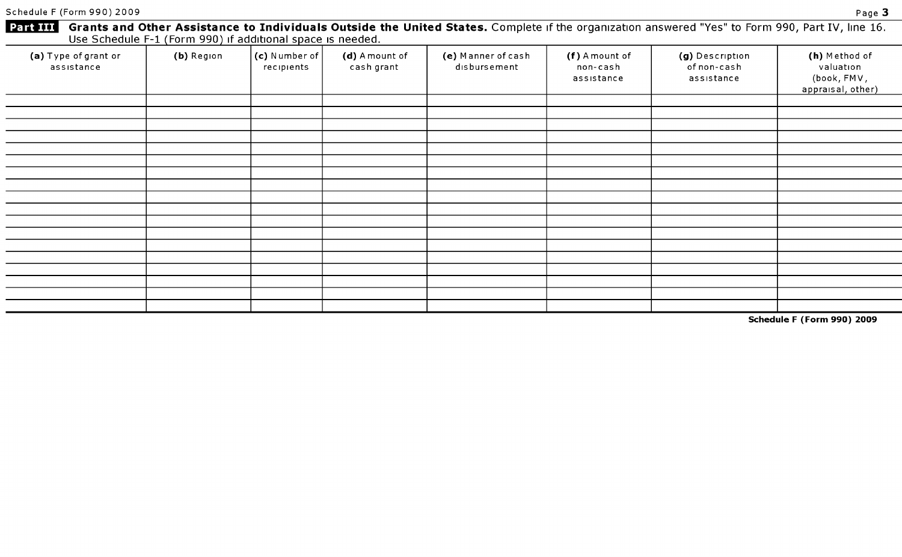**Part III** **Grants and Other Assistance to Individuals Outside the United States.** Complete if the organization answered "Yes" to Form 990, Part IV, line 16. Use Schedule F-1 (Form 990) if additional space is needed.

| (a) Type of grant or assistance | (b) Region | (c) Number of recipients | (d) Amount of cash grant | (e) Manner of cash disbursement | (f) Amount of non-cash assistance | (g) Description of non-cash assistance | (h) Method of valuation (book, FMV, appraisal, other) |
|---|---|---|---|---|---|---|---|
| | | | | | | | |
| | | | | | | | |
| | | | | | | | |
| | | | | | | | |
| | | | | | | | |
| | | | | | | | |
| | | | | | | | |
| | | | | | | | |
| | | | | | | | |
| | | | | | | | |
| | | | | | | | |
| | | | | | | | |
| | | | | | | | |
| | | | | | | | |
| | | | | | | | |
| | | | | | | | |
| | | | | | | | |
| | | | | | | | |

**Schedule F (Form 990) 2009**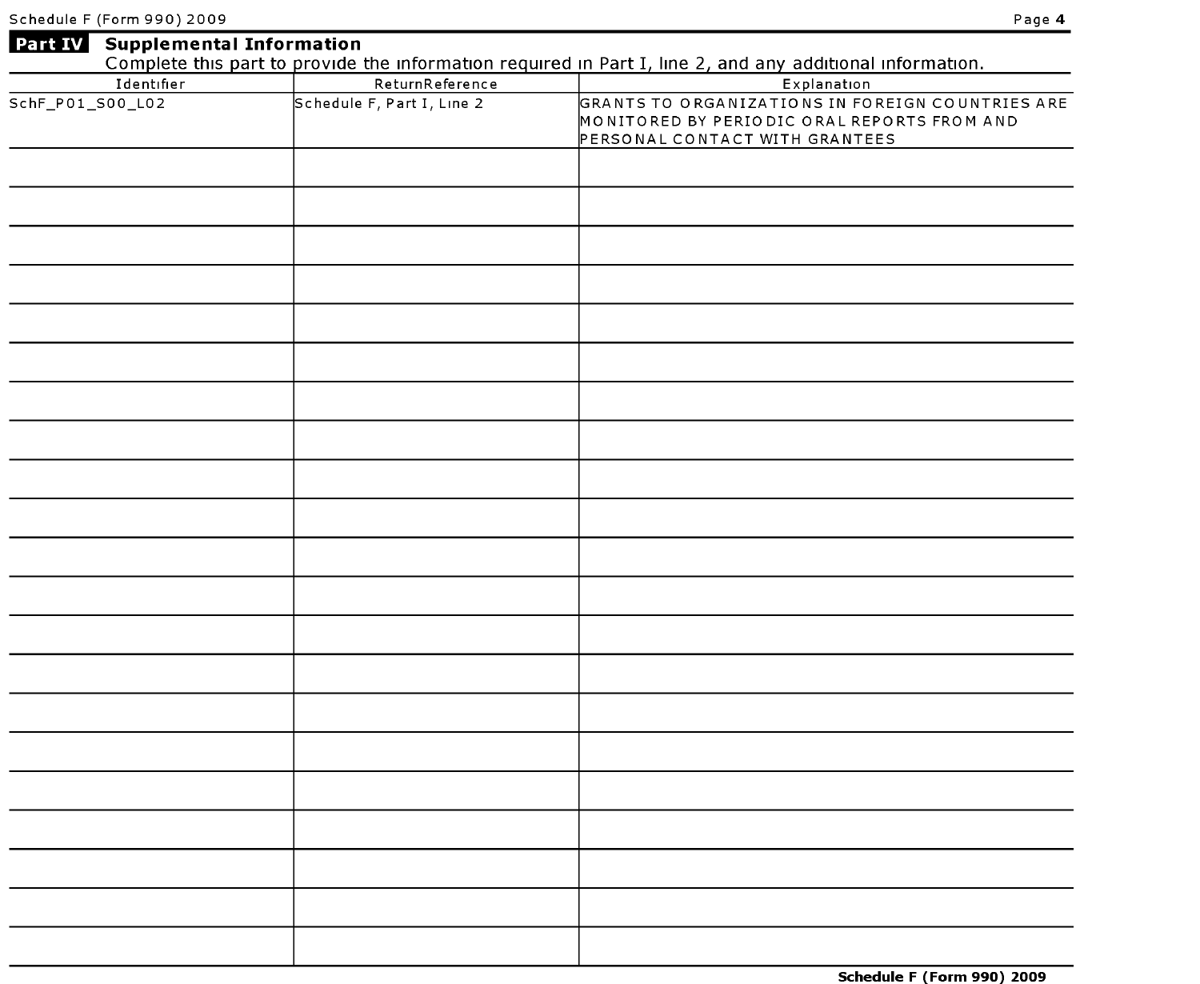## Part IV Supplemental Information

Complete this part to provide the information required in Part I, line 2, and any additional information.

| Identifier | ReturnReference | Explanation |
| --- | --- | --- |
| SchF_P01_S00_L02 | Schedule F, Part I, Line 2 | GRANTS TO ORGANIZATIONS IN FOREIGN COUNTRIES ARE MONITORED BY PERIODIC ORAL REPORTS FROM AND PERSONAL CONTACT WITH GRANTEES |
| | | |
| | | |
| | | |
| | | |
| | | |
| | | |
| | | |
| | | |
| | | |
| | | |
| | | |
| | | |
| | | |
| | | |
| | | |
| | | |
| | | |
| | | |
| | | |
| | | |
| | | |

Schedule F (Form 990) 2009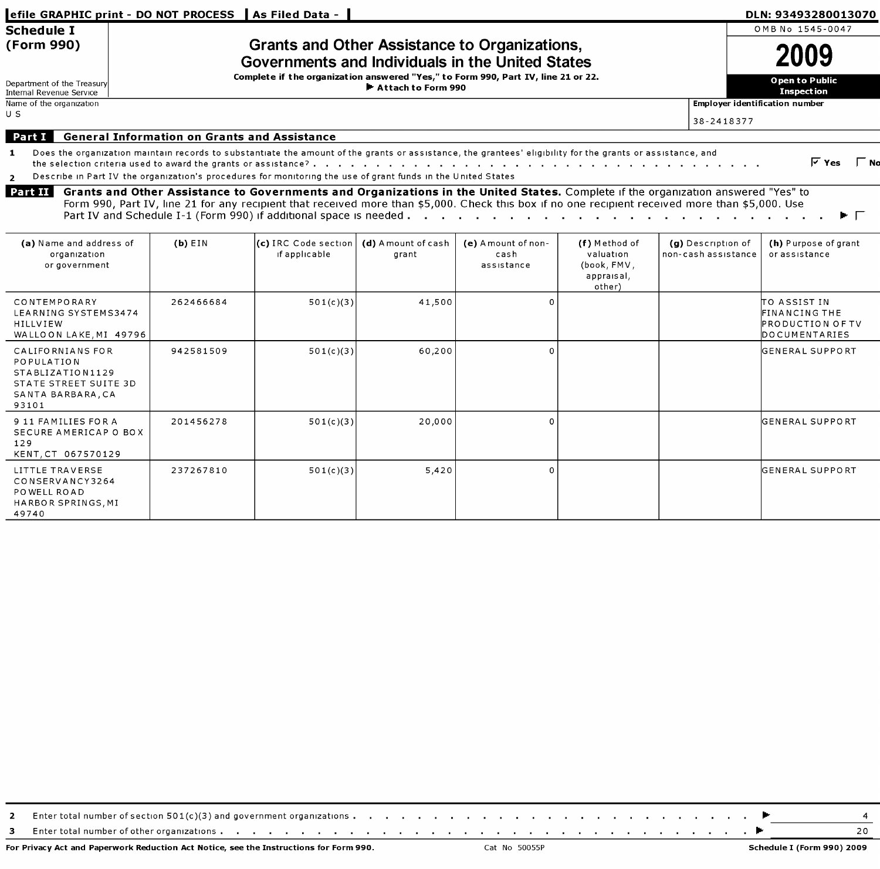efile GRAPHIC print - DO NOT PROCESS | As Filed Data - | DLN: 93493280013070

**Schedule I (Form 990)**

Department of the Treasury
Internal Revenue Service

# Grants and Other Assistance to Organizations, Governments and Individuals in the United States

**Complete if the organization answered "Yes," to Form 990, Part IV, line 21 or 22.**
**▶ Attach to Form 990**

OMB No 1545-0047

**2009**

**Open to Public Inspection**

Name of the organization
U S

Employer identification number
38-2418377

## Part I General Information on Grants and Assistance

**1** Does the organization maintain records to substantiate the amount of the grants or assistance, the grantees' eligibility for the grants or assistance, and the selection criteria used to award the grants or assistance? . . . ☑ Yes ☐ No

**2** Describe in Part IV the organization's procedures for monitoring the use of grant funds in the United States

## Part II Grants and Other Assistance to Governments and Organizations in the United States.

Complete if the organization answered "Yes" to Form 990, Part IV, line 21 for any recipient that received more than $5,000. Check this box if no one recipient received more than $5,000. Use Part IV and Schedule I-1 (Form 990) if additional space is needed . . . ▶ ☐

| (a) Name and address of organization or government | (b) EIN | (c) IRC Code section if applicable | (d) Amount of cash grant | (e) Amount of non-cash assistance | (f) Method of valuation (book, FMV, appraisal, other) | (g) Description of non-cash assistance | (h) Purpose of grant or assistance |
|---|---|---|---|---|---|---|---|
| CONTEMPORARY LEARNING SYSTEMS3474 HILLVIEW WALLOON LAKE,MI 49796 | 262466684 | 501(c)(3) | 41,500 | 0 | | | TO ASSIST IN FINANCING THE PRODUCTION OF TV DOCUMENTARIES |
| CALIFORNIANS FOR POPULATION STABLIZATION1129 STATE STREET SUITE 3D SANTA BARBARA,CA 93101 | 942581509 | 501(c)(3) | 60,200 | 0 | | | GENERAL SUPPORT |
| 9 11 FAMILIES FOR A SECURE AMERICAP O BOX 129 KENT,CT 067570129 | 201456278 | 501(c)(3) | 20,000 | 0 | | | GENERAL SUPPORT |
| LITTLE TRAVERSE CONSERVANCY3264 POWELL ROAD HARBOR SPRINGS,MI 49740 | 237267810 | 501(c)(3) | 5,420 | 0 | | | GENERAL SUPPORT |

**2** Enter total number of section 501(c)(3) and government organizations . . . ▶ 4

**3** Enter total number of other organizations . . . ▶ 20

For Privacy Act and Paperwork Reduction Act Notice, see the Instructions for Form 990. Cat No 50055P Schedule I (Form 990) 2009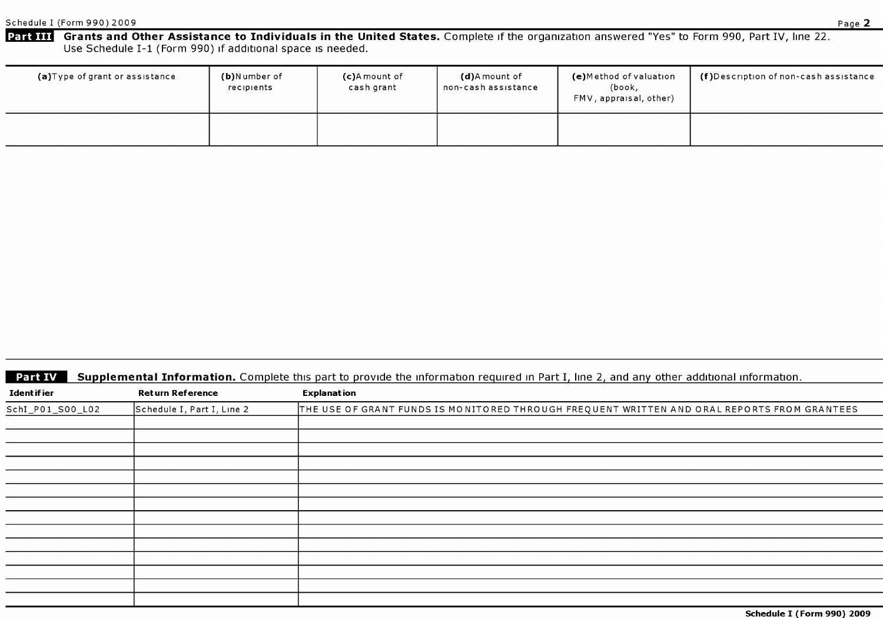## Part III Grants and Other Assistance to Individuals in the United States.

Complete if the organization answered "Yes" to Form 990, Part IV, line 22. Use Schedule I-1 (Form 990) if additional space is needed.

| (a) Type of grant or assistance | (b) Number of recipients | (c) Amount of cash grant | (d) Amount of non-cash assistance | (e) Method of valuation (book, FMV, appraisal, other) | (f) Description of non-cash assistance |
|---|---|---|---|---|---|
| | | | | | |

## Part IV Supplemental Information.

Complete this part to provide the information required in Part I, line 2, and any other additional information.

| Identifier | Return Reference | Explanation |
|---|---|---|
| SchI_P01_S00_L02 | Schedule I, Part I, Line 2 | THE USE OF GRANT FUNDS IS MONITORED THROUGH FREQUENT WRITTEN AND ORAL REPORTS FROM GRANTEES |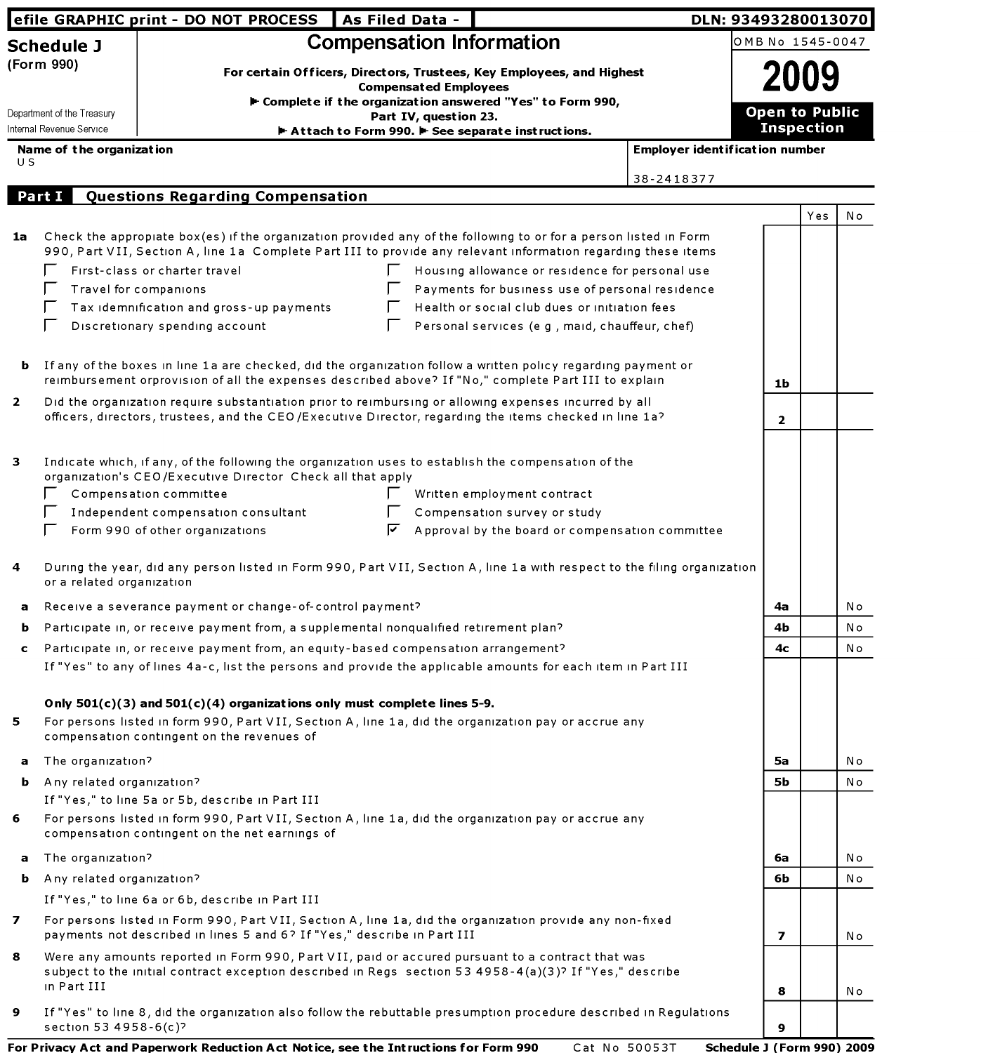efile GRAPHIC print - DO NOT PROCESS | As Filed Data - | DLN: 93493280013070

# Schedule J (Form 990)

## Compensation Information

**For certain Officers, Directors, Trustees, Key Employees, and Highest Compensated Employees**

**► Complete if the organization answered "Yes" to Form 990, Part IV, question 23.**

**► Attach to Form 990. ► See separate instructions.**

Department of the Treasury
Internal Revenue Service

OMB No 1545-0047

**2009**

**Open to Public Inspection**

| Name of the organization | Employer identification number |
|---|---|
| U S | 38-2418377 |

## Part I Questions Regarding Compensation

| | | | Yes | No |
|---|---|---|---|---|
| **1a** | Check the appropiate box(es) if the organization provided any of the following to or for a person listed in Form 990, Part VII, Section A, line 1a Complete Part III to provide any relevant information regarding these items<br>☐ First-class or charter travel<br>☐ Travel for companions<br>☐ Tax idemnification and gross-up payments<br>☐ Discretionary spending account<br>☐ Housing allowance or residence for personal use<br>☐ Payments for business use of personal residence<br>☐ Health or social club dues or initiation fees<br>☐ Personal services (e g , maid, chauffeur, chef) | | | |
| **b** | If any of the boxes in line 1a are checked, did the organization follow a written policy regarding payment or reimbursement orprovision of all the expenses described above? If "No," complete Part III to explain | **1b** | | |
| **2** | Did the organization require substantiation prior to reimbursing or allowing expenses incurred by all officers, directors, trustees, and the CEO/Executive Director, regarding the items checked in line 1a? | **2** | | |
| **3** | Indicate which, if any, of the following the organization uses to establish the compensation of the organization's CEO/Executive Director Check all that apply<br>☐ Compensation committee<br>☐ Independent compensation consultant<br>☐ Form 990 of other organizations<br>☐ Written employment contract<br>☐ Compensation survey or study<br>☑ Approval by the board or compensation committee | | | |
| **4** | During the year, did any person listed in Form 990, Part VII, Section A, line 1a with respect to the filing organization or a related organization | | | |
| **a** | Receive a severance payment or change-of-control payment? | **4a** | | No |
| **b** | Participate in, or receive payment from, a supplemental nonqualified retirement plan? | **4b** | | No |
| **c** | Participate in, or receive payment from, an equity-based compensation arrangement?<br>If "Yes" to any of lines 4a-c, list the persons and provide the applicable amounts for each item in Part III | **4c** | | No |
| | **Only 501(c)(3) and 501(c)(4) organizations only must complete lines 5-9.** | | | |
| **5** | For persons listed in form 990, Part VII, Section A, line 1a, did the organization pay or accrue any compensation contingent on the revenues of | | | |
| **a** | The organization? | **5a** | | No |
| **b** | Any related organization?<br>If "Yes," to line 5a or 5b, describe in Part III | **5b** | | No |
| **6** | For persons listed in form 990, Part VII, Section A, line 1a, did the organization pay or accrue any compensation contingent on the net earnings of | | | |
| **a** | The organization? | **6a** | | No |
| **b** | Any related organization?<br>If "Yes," to line 6a or 6b, describe in Part III | **6b** | | No |
| **7** | For persons listed in Form 990, Part VII, Section A, line 1a, did the organization provide any non-fixed payments not described in lines 5 and 6? If "Yes," describe in Part III | **7** | | No |
| **8** | Were any amounts reported in Form 990, Part VII, paid or accured pursuant to a contract that was subject to the initial contract exception described in Regs section 53 4958-4(a)(3)? If "Yes," describe in Part III | **8** | | No |
| **9** | If "Yes" to line 8, did the organization also follow the rebuttable presumption procedure described in Regulations section 53 4958-6(c)? | **9** | | |

**For Privacy Act and Paperwork Reduction Act Notice, see the Intructions for Form 990** Cat No 50053T **Schedule J (Form 990) 2009**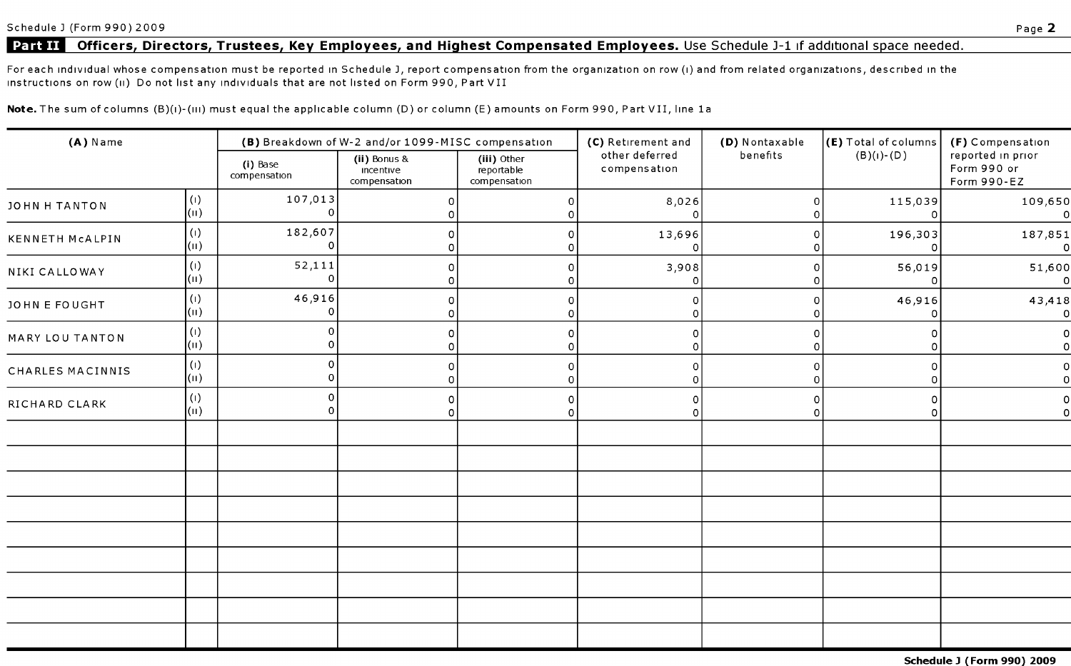## Part II Officers, Directors, Trustees, Key Employees, and Highest Compensated Employees. Use Schedule J-1 if additional space needed.

For each individual whose compensation must be reported in Schedule J, report compensation from the organization on row (i) and from related organizations, described in the instructions on row (ii) Do not list any individuals that are not listed on Form 990, Part VII

**Note.** The sum of columns (B)(i)-(iii) must equal the applicable column (D) or column (E) amounts on Form 990, Part VII, line 1a

| (A) Name | | (B) Breakdown of W-2 and/or 1099-MISC compensation | | | (C) Retirement and other deferred compensation | (D) Nontaxable benefits | (E) Total of columns (B)(i)-(D) | (F) Compensation reported in prior Form 990 or Form 990-EZ |
|---|---|---|---|---|---|---|---|---|
| | | (i) Base compensation | (ii) Bonus & incentive compensation | (iii) Other reportable compensation | | | | |
| JOHN H TANTON | (i) | 107,013 | 0 | 0 | 8,026 | 0 | 115,039 | 109,650 |
| | (ii) | 0 | 0 | 0 | 0 | 0 | 0 | 0 |
| KENNETH McALPIN | (i) | 182,607 | 0 | 0 | 13,696 | 0 | 196,303 | 187,851 |
| | (ii) | 0 | 0 | 0 | 0 | 0 | 0 | 0 |
| NIKI CALLOWAY | (i) | 52,111 | 0 | 0 | 3,908 | 0 | 56,019 | 51,600 |
| | (ii) | 0 | 0 | 0 | 0 | 0 | 0 | 0 |
| JOHN E FOUGHT | (i) | 46,916 | 0 | 0 | 0 | 0 | 46,916 | 43,418 |
| | (ii) | 0 | 0 | 0 | 0 | 0 | 0 | 0 |
| MARY LOU TANTON | (i) | 0 | 0 | 0 | 0 | 0 | 0 | 0 |
| | (ii) | 0 | 0 | 0 | 0 | 0 | 0 | 0 |
| CHARLES MACINNIS | (i) | 0 | 0 | 0 | 0 | 0 | 0 | 0 |
| | (ii) | 0 | 0 | 0 | 0 | 0 | 0 | 0 |
| RICHARD CLARK | (i) | 0 | 0 | 0 | 0 | 0 | 0 | 0 |
| | (ii) | 0 | 0 | 0 | 0 | 0 | 0 | 0 |

Schedule J (Form 990) 2009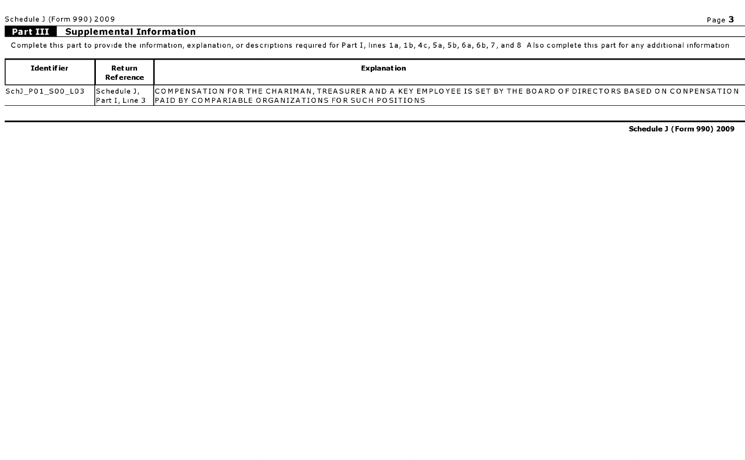## Part III Supplemental Information

Complete this part to provide the information, explanation, or descriptions required for Part I, lines 1a, 1b, 4c, 5a, 5b, 6a, 6b, 7, and 8 Also complete this part for any additional information

| Identifier | Return Reference | Explanation |
|---|---|---|
| SchJ_P01_S00_L03 | Schedule J, Part I, Line 3 | COMPENSATION FOR THE CHARIMAN, TREASURER AND A KEY EMPLOYEE IS SET BY THE BOARD OF DIRECTORS BASED ON CONPENSATION PAID BY COMPARIABLE ORGANIZATIONS FOR SUCH POSITIONS |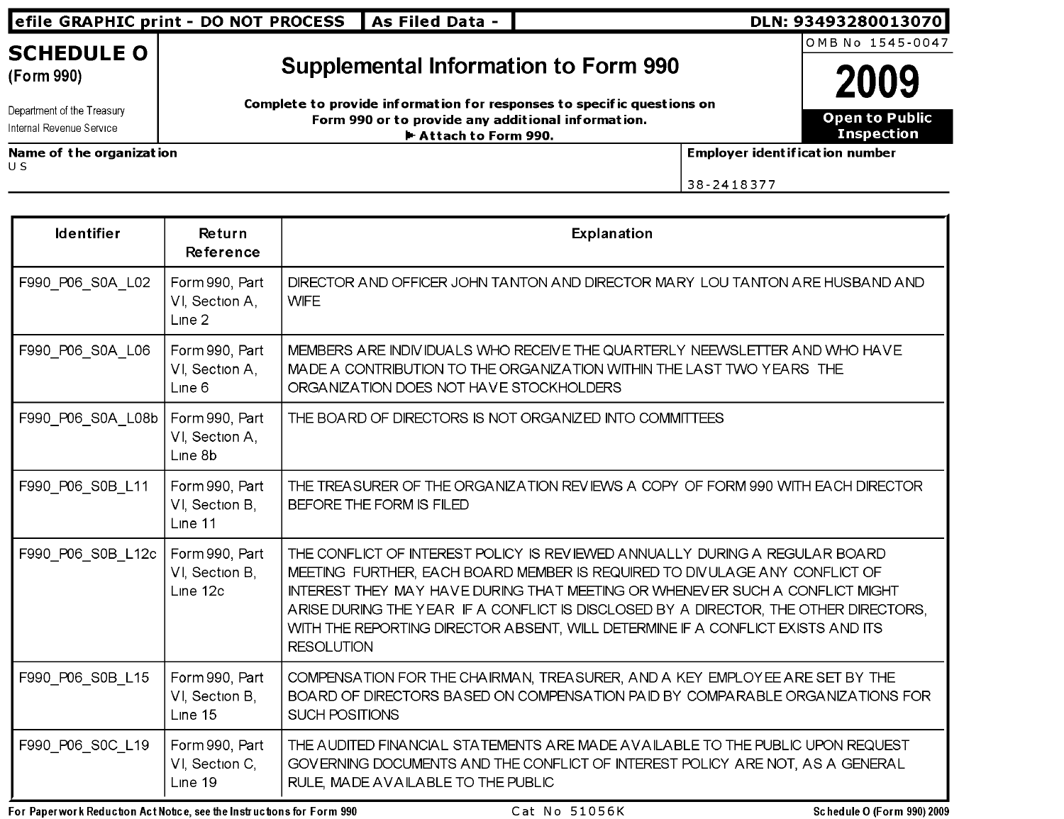efile GRAPHIC print - DO NOT PROCESS | As Filed Data - | DLN: 93493280013070

# SCHEDULE O (Form 990)

Department of the Treasury
Internal Revenue Service

## Supplemental Information to Form 990

**Complete to provide information for responses to specific questions on Form 990 or to provide any additional information.**
**▶ Attach to Form 990.**

OMB No 1545-0047

**2009**

**Open to Public Inspection**

**Name of the organization**
U S

**Employer identification number**
38-2418377

| Identifier | Return Reference | Explanation |
|---|---|---|
| F990_P06_S0A_L02 | Form 990, Part VI, Section A, Line 2 | DIRECTOR AND OFFICER JOHN TANTON AND DIRECTOR MARY LOU TANTON ARE HUSBAND AND WIFE |
| F990_P06_S0A_L06 | Form 990, Part VI, Section A, Line 6 | MEMBERS ARE INDIVIDUALS WHO RECEIVE THE QUARTERLY NEEWSLETTER AND WHO HAVE MADE A CONTRIBUTION TO THE ORGANIZATION WITHIN THE LAST TWO YEARS THE ORGANIZATION DOES NOT HAVE STOCKHOLDERS |
| F990_P06_S0A_L08b | Form 990, Part VI, Section A, Line 8b | THE BOARD OF DIRECTORS IS NOT ORGANIZED INTO COMMITTEES |
| F990_P06_S0B_L11 | Form 990, Part VI, Section B, Line 11 | THE TREASURER OF THE ORGANIZATION REVIEWS A COPY OF FORM 990 WITH EACH DIRECTOR BEFORE THE FORM IS FILED |
| F990_P06_S0B_L12c | Form 990, Part VI, Section B, Line 12c | THE CONFLICT OF INTEREST POLICY IS REVIEWED ANNUALLY DURING A REGULAR BOARD MEETING FURTHER, EACH BOARD MEMBER IS REQUIRED TO DIVULAGE ANY CONFLICT OF INTEREST THEY MAY HAVE DURING THAT MEETING OR WHENEVER SUCH A CONFLICT MIGHT ARISE DURING THE YEAR IF A CONFLICT IS DISCLOSED BY A DIRECTOR, THE OTHER DIRECTORS, WITH THE REPORTING DIRECTOR ABSENT, WILL DETERMINE IF A CONFLICT EXISTS AND ITS RESOLUTION |
| F990_P06_S0B_L15 | Form 990, Part VI, Section B, Line 15 | COMPENSATION FOR THE CHAIRMAN, TREASURER, AND A KEY EMPLOYEE ARE SET BY THE BOARD OF DIRECTORS BASED ON COMPENSATION PAID BY COMPARABLE ORGANIZATIONS FOR SUCH POSITIONS |
| F990_P06_S0C_L19 | Form 990, Part VI, Section C, Line 19 | THE AUDITED FINANCIAL STATEMENTS ARE MADE AVAILABLE TO THE PUBLIC UPON REQUEST GOVERNING DOCUMENTS AND THE CONFLICT OF INTEREST POLICY ARE NOT, AS A GENERAL RULE, MADE AVAILABLE TO THE PUBLIC |

For Paperwork Reduction Act Notice, see the Instructions for Form 990 | Cat No 51056K | Schedule O (Form 990) 2009